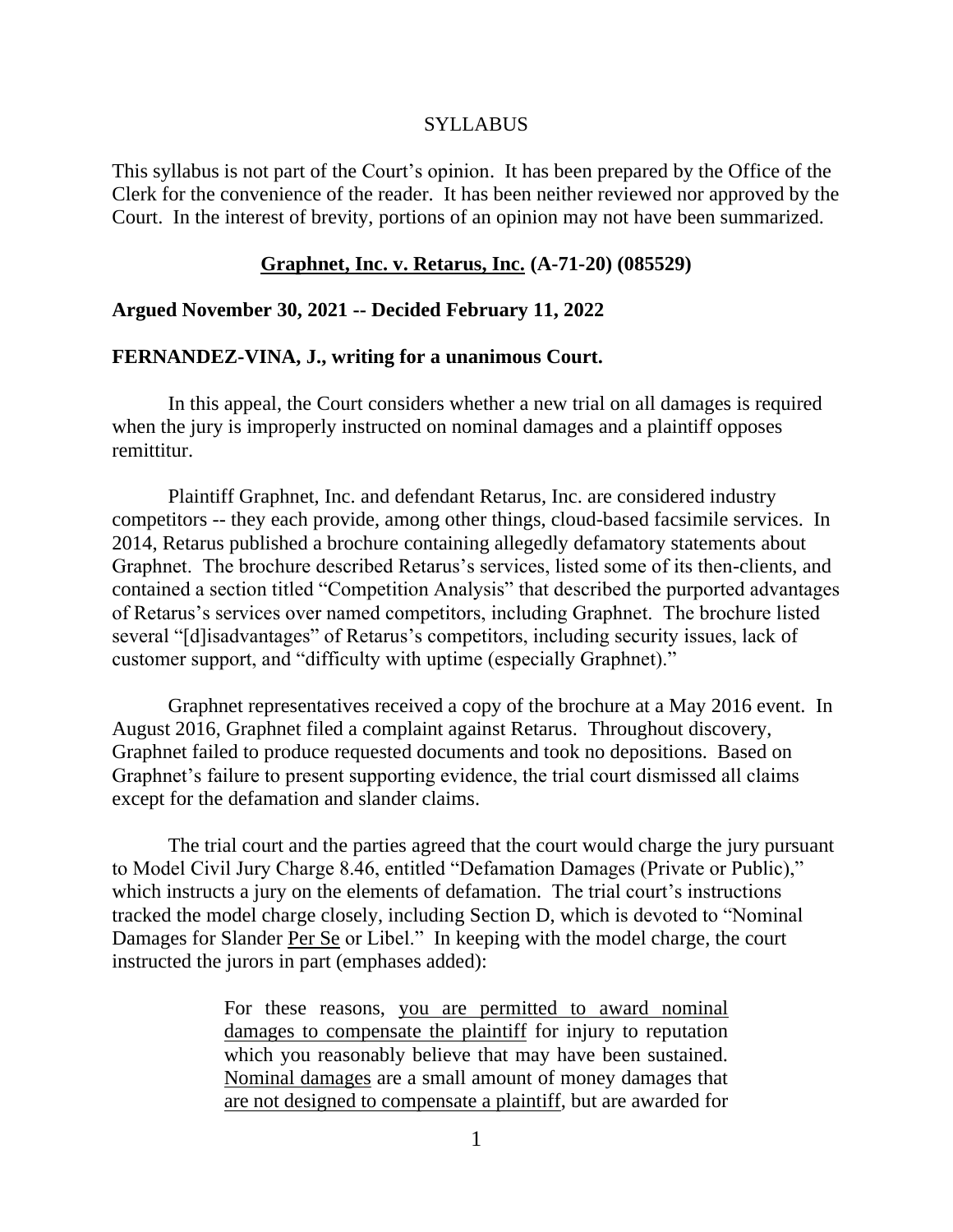SYLLABUS

This syllabus is not part of the Court's opinion. It has been prepared by the Office of the Clerk for the convenience of the reader. It has been neither reviewed nor approved by the Court. In the interest of brevity, portions of an opinion may not have been summarized.

**Graphnet, Inc. v. Retarus, Inc. (A-71-20) (085529)**

**Argued November 30, 2021 -- Decided February 11, 2022**

**FERNANDEZ-VINA, J., writing for a unanimous Court.**

In this appeal, the Court considers whether a new trial on all damages is required when the jury is improperly instructed on nominal damages and a plaintiff opposes remittitur.

Plaintiff Graphnet, Inc. and defendant Retarus, Inc. are considered industry competitors -- they each provide, among other things, cloud-based facsimile services. In 2014, Retarus published a brochure containing allegedly defamatory statements about Graphnet. The brochure described Retarus's services, listed some of its then-clients, and contained a section titled "Competition Analysis" that described the purported advantages of Retarus's services over named competitors, including Graphnet. The brochure listed several "[d]isadvantages" of Retarus's competitors, including security issues, lack of customer support, and "difficulty with uptime (especially Graphnet)."

Graphnet representatives received a copy of the brochure at a May 2016 event. In August 2016, Graphnet filed a complaint against Retarus. Throughout discovery, Graphnet failed to produce requested documents and took no depositions. Based on Graphnet's failure to present supporting evidence, the trial court dismissed all claims except for the defamation and slander claims.

The trial court and the parties agreed that the court would charge the jury pursuant to Model Civil Jury Charge 8.46, entitled "Defamation Damages (Private or Public)," which instructs a jury on the elements of defamation. The trial court's instructions tracked the model charge closely, including Section D, which is devoted to "Nominal Damages for Slander Per Se or Libel." In keeping with the model charge, the court instructed the jurors in part (emphases added):

> For these reasons, you are permitted to award nominal damages to compensate the plaintiff for injury to reputation which you reasonably believe that may have been sustained. Nominal damages are a small amount of money damages that are not designed to compensate a plaintiff, but are awarded for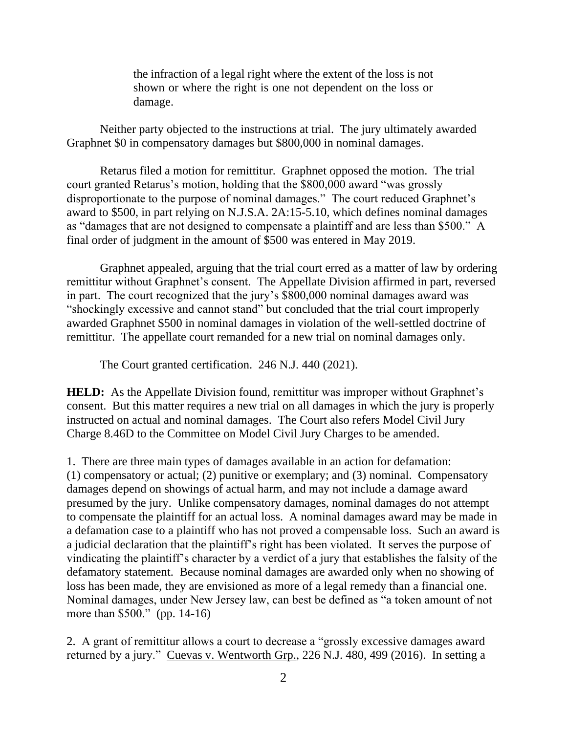> the infraction of a legal right where the extent of the loss is not shown or where the right is one not dependent on the loss or damage.

Neither party objected to the instructions at trial. The jury ultimately awarded Graphnet $0 in compensatory damages but $800,000 in nominal damages.

Retarus filed a motion for remittitur. Graphnet opposed the motion. The trial court granted Retarus's motion, holding that the $800,000 award "was grossly disproportionate to the purpose of nominal damages." The court reduced Graphnet's award to $500, in part relying on N.J.S.A. 2A:15-5.10, which defines nominal damages as "damages that are not designed to compensate a plaintiff and are less than $500." A final order of judgment in the amount of $500 was entered in May 2019.

Graphnet appealed, arguing that the trial court erred as a matter of law by ordering remittitur without Graphnet's consent. The Appellate Division affirmed in part, reversed in part. The court recognized that the jury's $800,000 nominal damages award was "shockingly excessive and cannot stand" but concluded that the trial court improperly awarded Graphnet $500 in nominal damages in violation of the well-settled doctrine of remittitur. The appellate court remanded for a new trial on nominal damages only.

The Court granted certification. 246 N.J. 440 (2021).

**HELD:** As the Appellate Division found, remittitur was improper without Graphnet's consent. But this matter requires a new trial on all damages in which the jury is properly instructed on actual and nominal damages. The Court also refers Model Civil Jury Charge 8.46D to the Committee on Model Civil Jury Charges to be amended.

1. There are three main types of damages available in an action for defamation: (1) compensatory or actual; (2) punitive or exemplary; and (3) nominal. Compensatory damages depend on showings of actual harm, and may not include a damage award presumed by the jury. Unlike compensatory damages, nominal damages do not attempt to compensate the plaintiff for an actual loss. A nominal damages award may be made in a defamation case to a plaintiff who has not proved a compensable loss. Such an award is a judicial declaration that the plaintiff's right has been violated. It serves the purpose of vindicating the plaintiff's character by a verdict of a jury that establishes the falsity of the defamatory statement. Because nominal damages are awarded only when no showing of loss has been made, they are envisioned as more of a legal remedy than a financial one. Nominal damages, under New Jersey law, can best be defined as "a token amount of not more than $500." (pp. 14-16)

2. A grant of remittitur allows a court to decrease a "grossly excessive damages award returned by a jury." Cuevas v. Wentworth Grp., 226 N.J. 480, 499 (2016). In setting a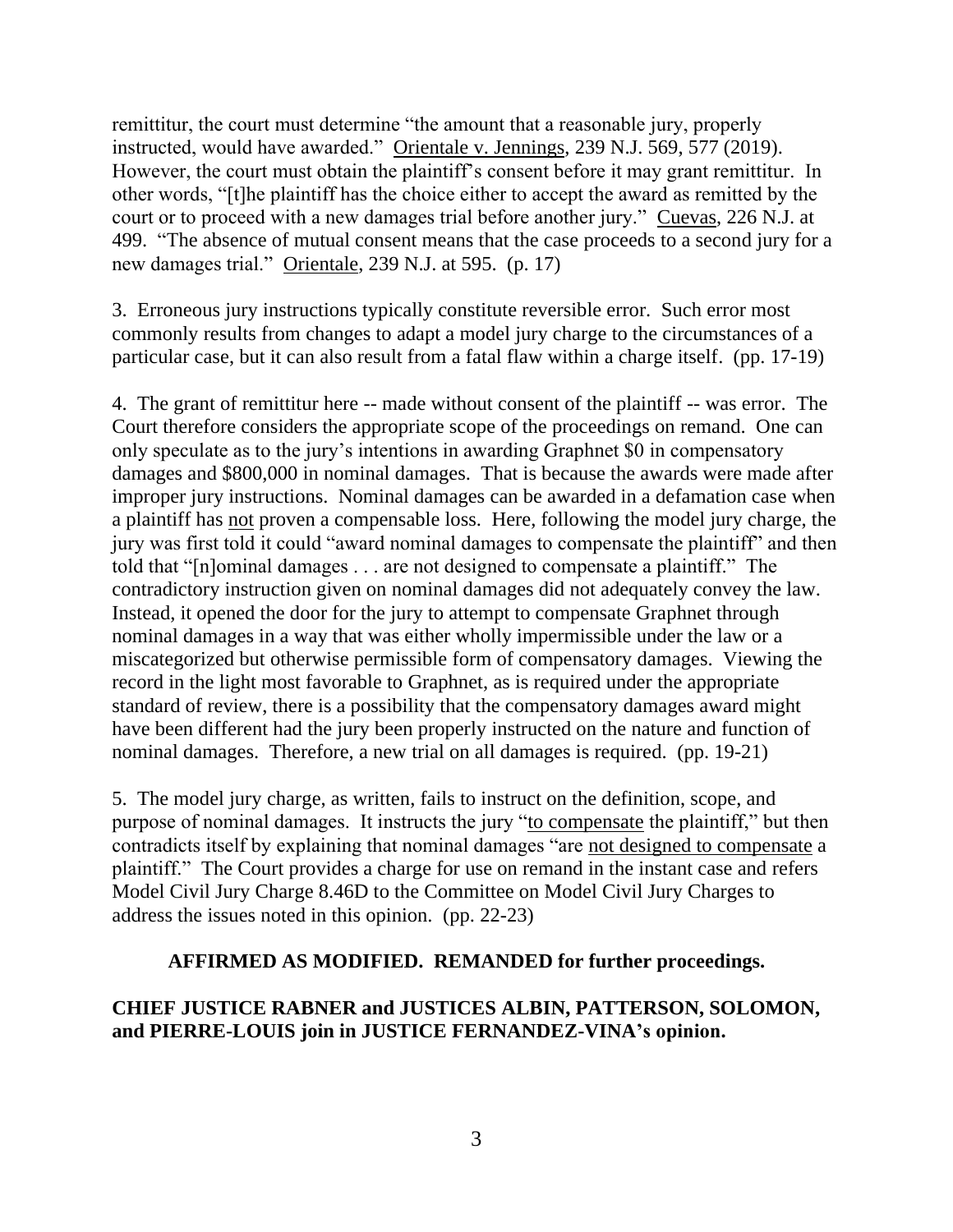remittitur, the court must determine "the amount that a reasonable jury, properly instructed, would have awarded." Orientale v. Jennings, 239 N.J. 569, 577 (2019). However, the court must obtain the plaintiff's consent before it may grant remittitur. In other words, "[t]he plaintiff has the choice either to accept the award as remitted by the court or to proceed with a new damages trial before another jury." Cuevas, 226 N.J. at 499. "The absence of mutual consent means that the case proceeds to a second jury for a new damages trial." Orientale, 239 N.J. at 595. (p. 17)

3. Erroneous jury instructions typically constitute reversible error. Such error most commonly results from changes to adapt a model jury charge to the circumstances of a particular case, but it can also result from a fatal flaw within a charge itself. (pp. 17-19)

4. The grant of remittitur here -- made without consent of the plaintiff -- was error. The Court therefore considers the appropriate scope of the proceedings on remand. One can only speculate as to the jury's intentions in awarding Graphnet $0 in compensatory damages and $800,000 in nominal damages. That is because the awards were made after improper jury instructions. Nominal damages can be awarded in a defamation case when a plaintiff has not proven a compensable loss. Here, following the model jury charge, the jury was first told it could "award nominal damages to compensate the plaintiff" and then told that "[n]ominal damages . . . are not designed to compensate a plaintiff." The contradictory instruction given on nominal damages did not adequately convey the law. Instead, it opened the door for the jury to attempt to compensate Graphnet through nominal damages in a way that was either wholly impermissible under the law or a miscategorized but otherwise permissible form of compensatory damages. Viewing the record in the light most favorable to Graphnet, as is required under the appropriate standard of review, there is a possibility that the compensatory damages award might have been different had the jury been properly instructed on the nature and function of nominal damages. Therefore, a new trial on all damages is required. (pp. 19-21)

5. The model jury charge, as written, fails to instruct on the definition, scope, and purpose of nominal damages. It instructs the jury "to compensate the plaintiff," but then contradicts itself by explaining that nominal damages "are not designed to compensate a plaintiff." The Court provides a charge for use on remand in the instant case and refers Model Civil Jury Charge 8.46D to the Committee on Model Civil Jury Charges to address the issues noted in this opinion. (pp. 22-23)

**AFFIRMED AS MODIFIED. REMANDED for further proceedings.**

**CHIEF JUSTICE RABNER and JUSTICES ALBIN, PATTERSON, SOLOMON, and PIERRE-LOUIS join in JUSTICE FERNANDEZ-VINA's opinion.**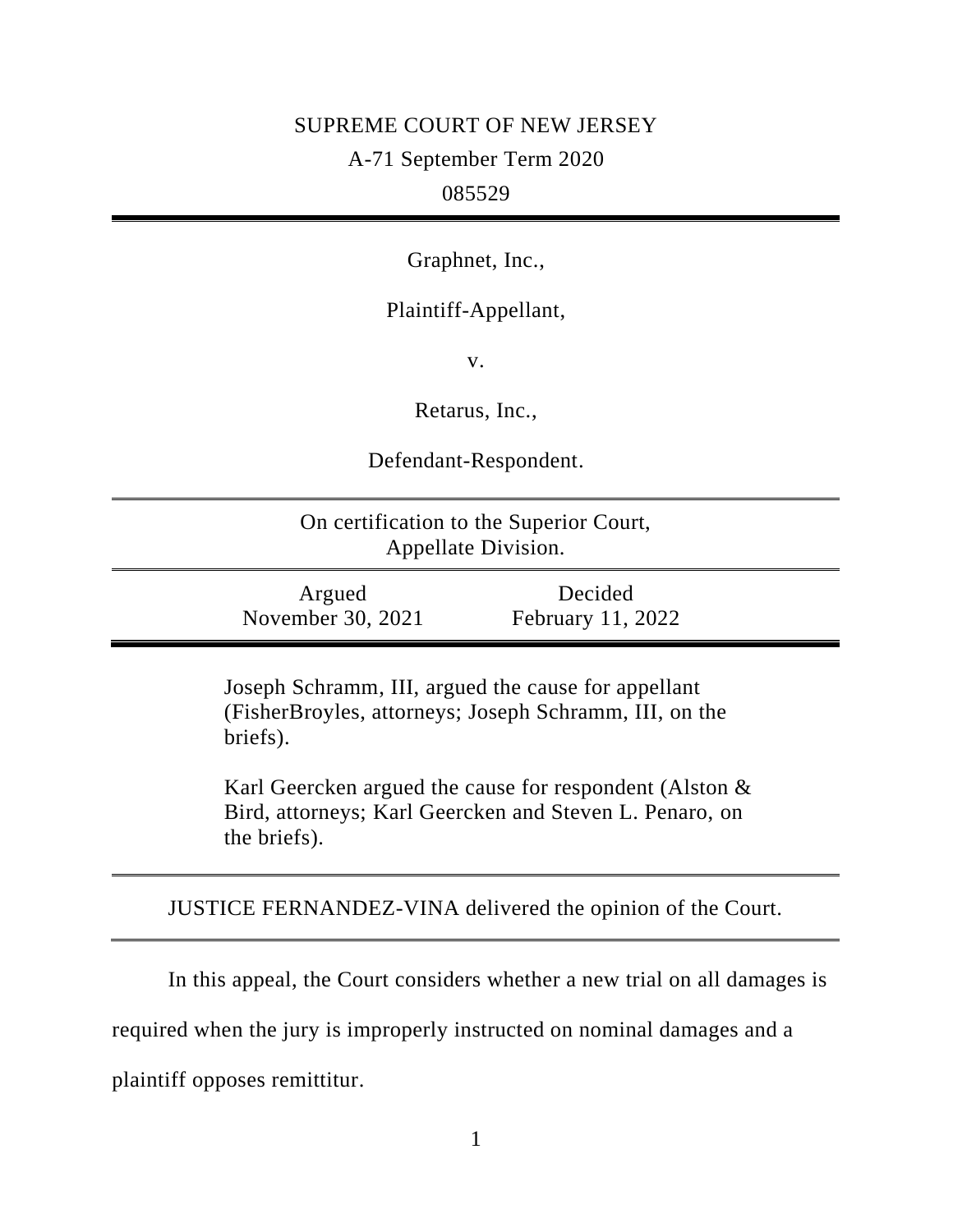SUPREME COURT OF NEW JERSEY

A-71 September Term 2020

085529

---

Graphnet, Inc.,

Plaintiff-Appellant,

v.

Retarus, Inc.,

Defendant-Respondent.

---

On certification to the Superior Court, Appellate Division.

---

| Argued | Decided |
| --- | --- |
| November 30, 2021 | February 11, 2022 |

---

Joseph Schramm, III, argued the cause for appellant (FisherBroyles, attorneys; Joseph Schramm, III, on the briefs).

Karl Geercken argued the cause for respondent (Alston & Bird, attorneys; Karl Geercken and Steven L. Penaro, on the briefs).

---

JUSTICE FERNANDEZ-VINA delivered the opinion of the Court.

---

In this appeal, the Court considers whether a new trial on all damages is required when the jury is improperly instructed on nominal damages and a plaintiff opposes remittitur.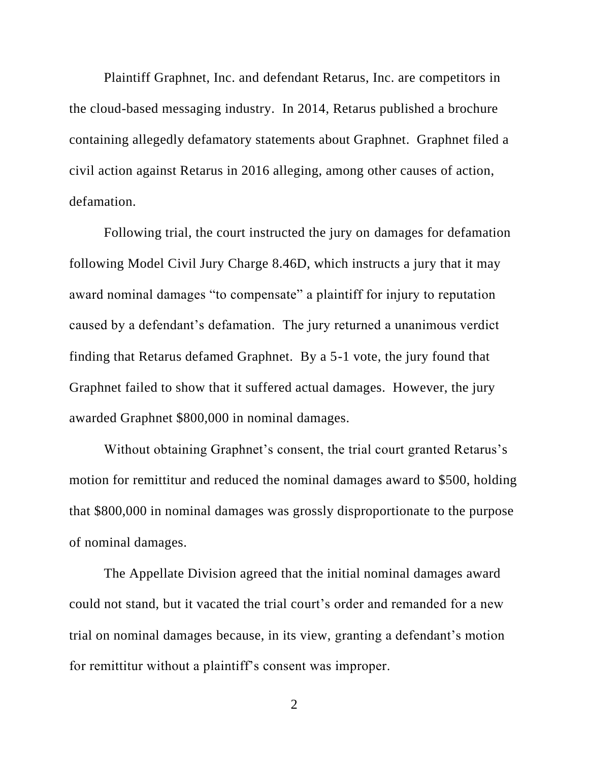Plaintiff Graphnet, Inc. and defendant Retarus, Inc. are competitors in the cloud-based messaging industry. In 2014, Retarus published a brochure containing allegedly defamatory statements about Graphnet. Graphnet filed a civil action against Retarus in 2016 alleging, among other causes of action, defamation.

Following trial, the court instructed the jury on damages for defamation following Model Civil Jury Charge 8.46D, which instructs a jury that it may award nominal damages "to compensate" a plaintiff for injury to reputation caused by a defendant's defamation. The jury returned a unanimous verdict finding that Retarus defamed Graphnet. By a 5-1 vote, the jury found that Graphnet failed to show that it suffered actual damages. However, the jury awarded Graphnet $800,000 in nominal damages.

Without obtaining Graphnet's consent, the trial court granted Retarus's motion for remittitur and reduced the nominal damages award to $500, holding that $800,000 in nominal damages was grossly disproportionate to the purpose of nominal damages.

The Appellate Division agreed that the initial nominal damages award could not stand, but it vacated the trial court's order and remanded for a new trial on nominal damages because, in its view, granting a defendant's motion for remittitur without a plaintiff's consent was improper.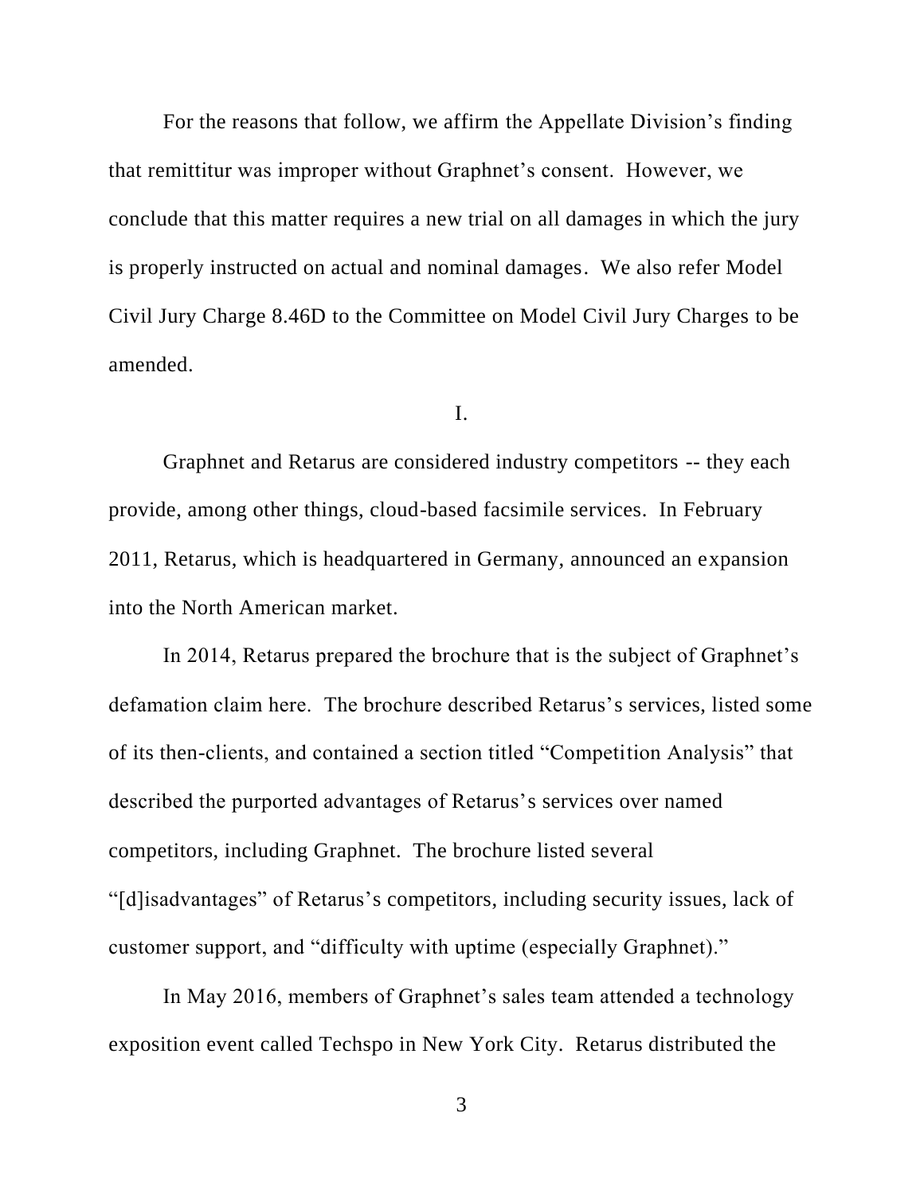For the reasons that follow, we affirm the Appellate Division's finding that remittitur was improper without Graphnet's consent. However, we conclude that this matter requires a new trial on all damages in which the jury is properly instructed on actual and nominal damages. We also refer Model Civil Jury Charge 8.46D to the Committee on Model Civil Jury Charges to be amended.

I.

Graphnet and Retarus are considered industry competitors -- they each provide, among other things, cloud-based facsimile services. In February 2011, Retarus, which is headquartered in Germany, announced an expansion into the North American market.

In 2014, Retarus prepared the brochure that is the subject of Graphnet's defamation claim here. The brochure described Retarus's services, listed some of its then-clients, and contained a section titled "Competition Analysis" that described the purported advantages of Retarus's services over named competitors, including Graphnet. The brochure listed several "[d]isadvantages" of Retarus's competitors, including security issues, lack of customer support, and "difficulty with uptime (especially Graphnet)."

In May 2016, members of Graphnet's sales team attended a technology exposition event called Techspo in New York City. Retarus distributed the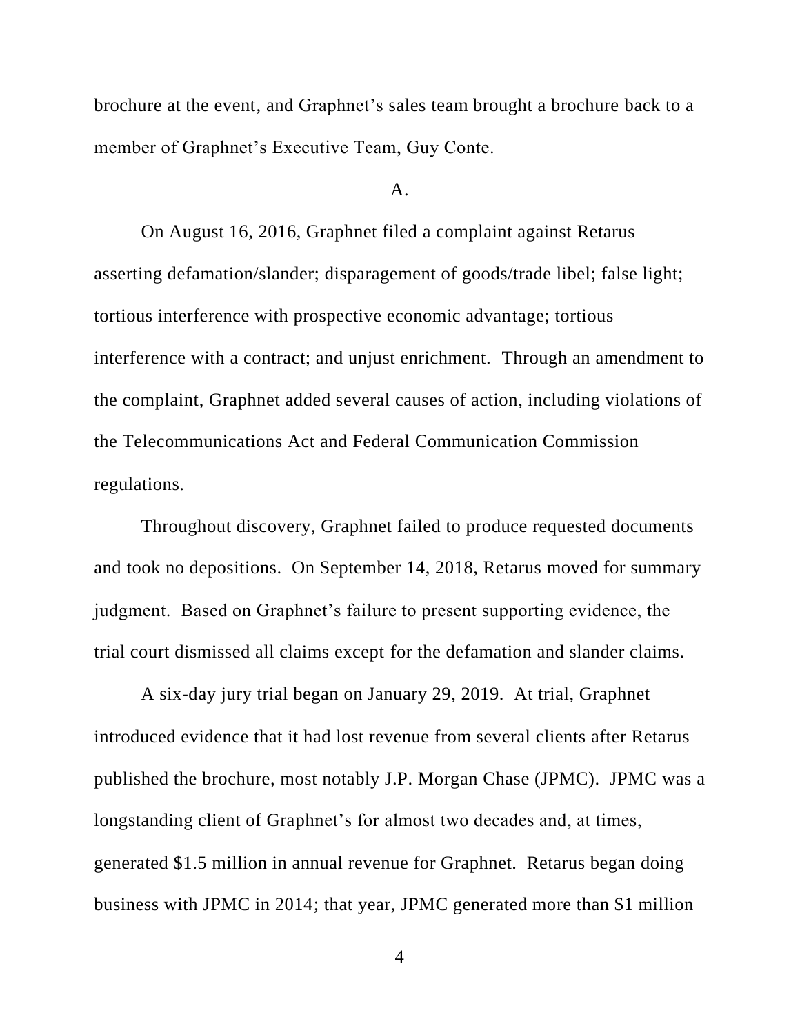brochure at the event, and Graphnet's sales team brought a brochure back to a member of Graphnet's Executive Team, Guy Conte.

A.

On August 16, 2016, Graphnet filed a complaint against Retarus asserting defamation/slander; disparagement of goods/trade libel; false light; tortious interference with prospective economic advantage; tortious interference with a contract; and unjust enrichment. Through an amendment to the complaint, Graphnet added several causes of action, including violations of the Telecommunications Act and Federal Communication Commission regulations.

Throughout discovery, Graphnet failed to produce requested documents and took no depositions. On September 14, 2018, Retarus moved for summary judgment. Based on Graphnet's failure to present supporting evidence, the trial court dismissed all claims except for the defamation and slander claims.

A six-day jury trial began on January 29, 2019. At trial, Graphnet introduced evidence that it had lost revenue from several clients after Retarus published the brochure, most notably J.P. Morgan Chase (JPMC). JPMC was a longstanding client of Graphnet's for almost two decades and, at times, generated $1.5 million in annual revenue for Graphnet. Retarus began doing business with JPMC in 2014; that year, JPMC generated more than $1 million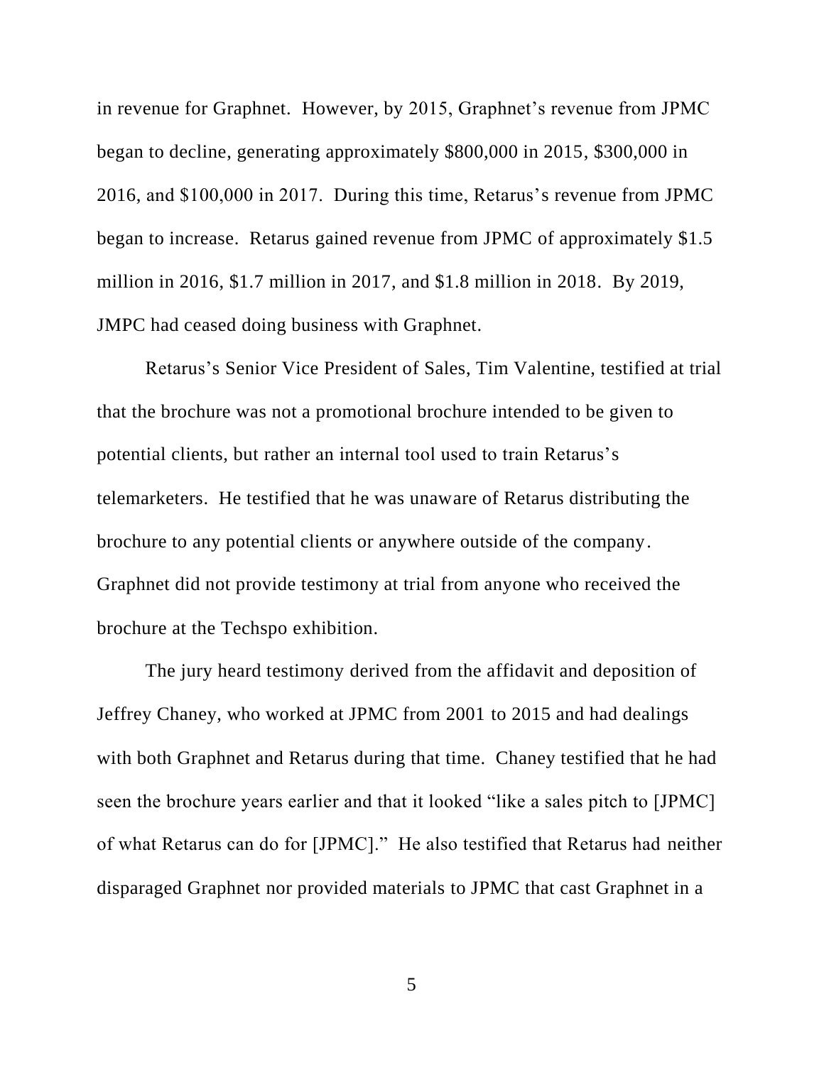in revenue for Graphnet. However, by 2015, Graphnet's revenue from JPMC began to decline, generating approximately $800,000 in 2015, $300,000 in 2016, and $100,000 in 2017. During this time, Retarus's revenue from JPMC began to increase. Retarus gained revenue from JPMC of approximately $1.5 million in 2016, $1.7 million in 2017, and $1.8 million in 2018. By 2019, JMPC had ceased doing business with Graphnet.

Retarus's Senior Vice President of Sales, Tim Valentine, testified at trial that the brochure was not a promotional brochure intended to be given to potential clients, but rather an internal tool used to train Retarus's telemarketers. He testified that he was unaware of Retarus distributing the brochure to any potential clients or anywhere outside of the company. Graphnet did not provide testimony at trial from anyone who received the brochure at the Techspo exhibition.

The jury heard testimony derived from the affidavit and deposition of Jeffrey Chaney, who worked at JPMC from 2001 to 2015 and had dealings with both Graphnet and Retarus during that time. Chaney testified that he had seen the brochure years earlier and that it looked "like a sales pitch to [JPMC] of what Retarus can do for [JPMC]." He also testified that Retarus had neither disparaged Graphnet nor provided materials to JPMC that cast Graphnet in a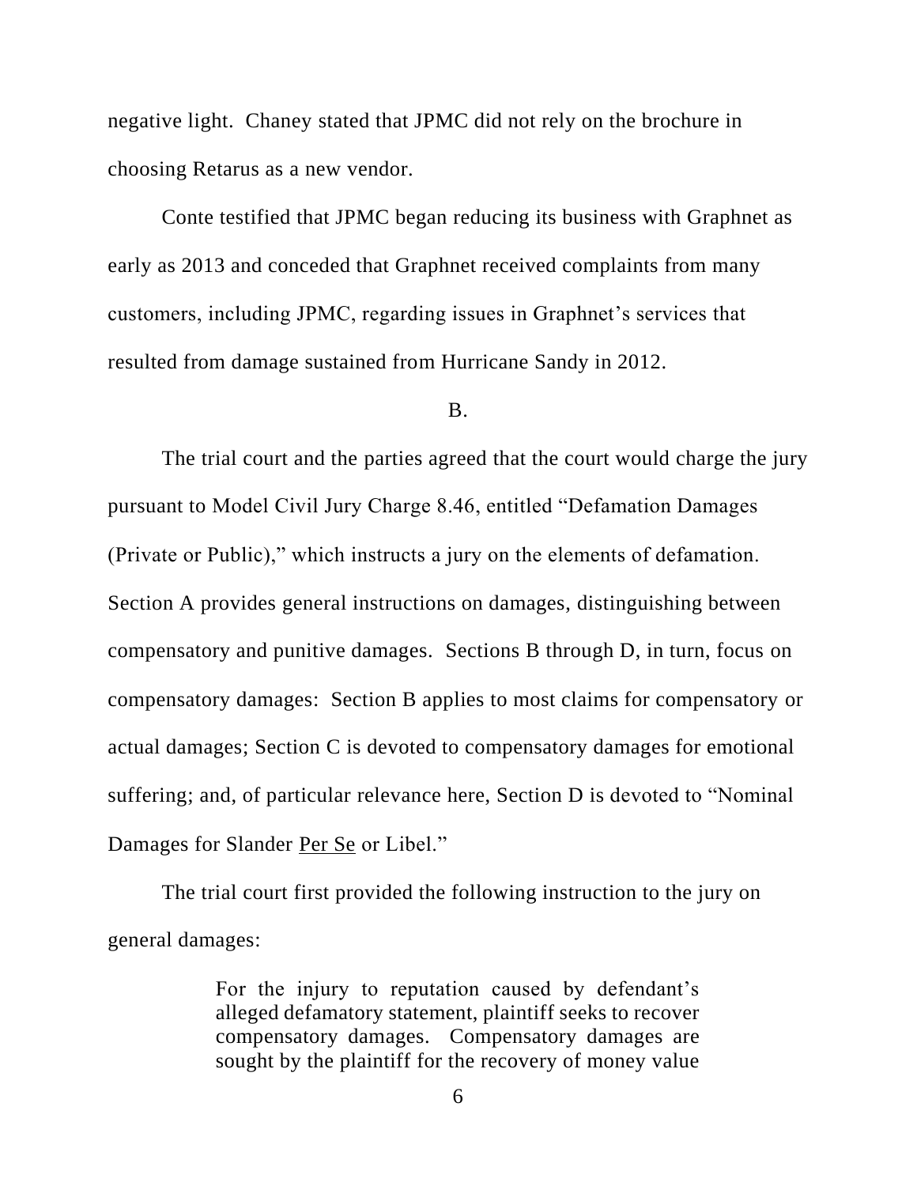negative light. Chaney stated that JPMC did not rely on the brochure in choosing Retarus as a new vendor.

Conte testified that JPMC began reducing its business with Graphnet as early as 2013 and conceded that Graphnet received complaints from many customers, including JPMC, regarding issues in Graphnet's services that resulted from damage sustained from Hurricane Sandy in 2012.

B.

The trial court and the parties agreed that the court would charge the jury pursuant to Model Civil Jury Charge 8.46, entitled "Defamation Damages (Private or Public)," which instructs a jury on the elements of defamation. Section A provides general instructions on damages, distinguishing between compensatory and punitive damages. Sections B through D, in turn, focus on compensatory damages: Section B applies to most claims for compensatory or actual damages; Section C is devoted to compensatory damages for emotional suffering; and, of particular relevance here, Section D is devoted to "Nominal Damages for Slander Per Se or Libel."

The trial court first provided the following instruction to the jury on general damages:

> For the injury to reputation caused by defendant's alleged defamatory statement, plaintiff seeks to recover compensatory damages. Compensatory damages are sought by the plaintiff for the recovery of money value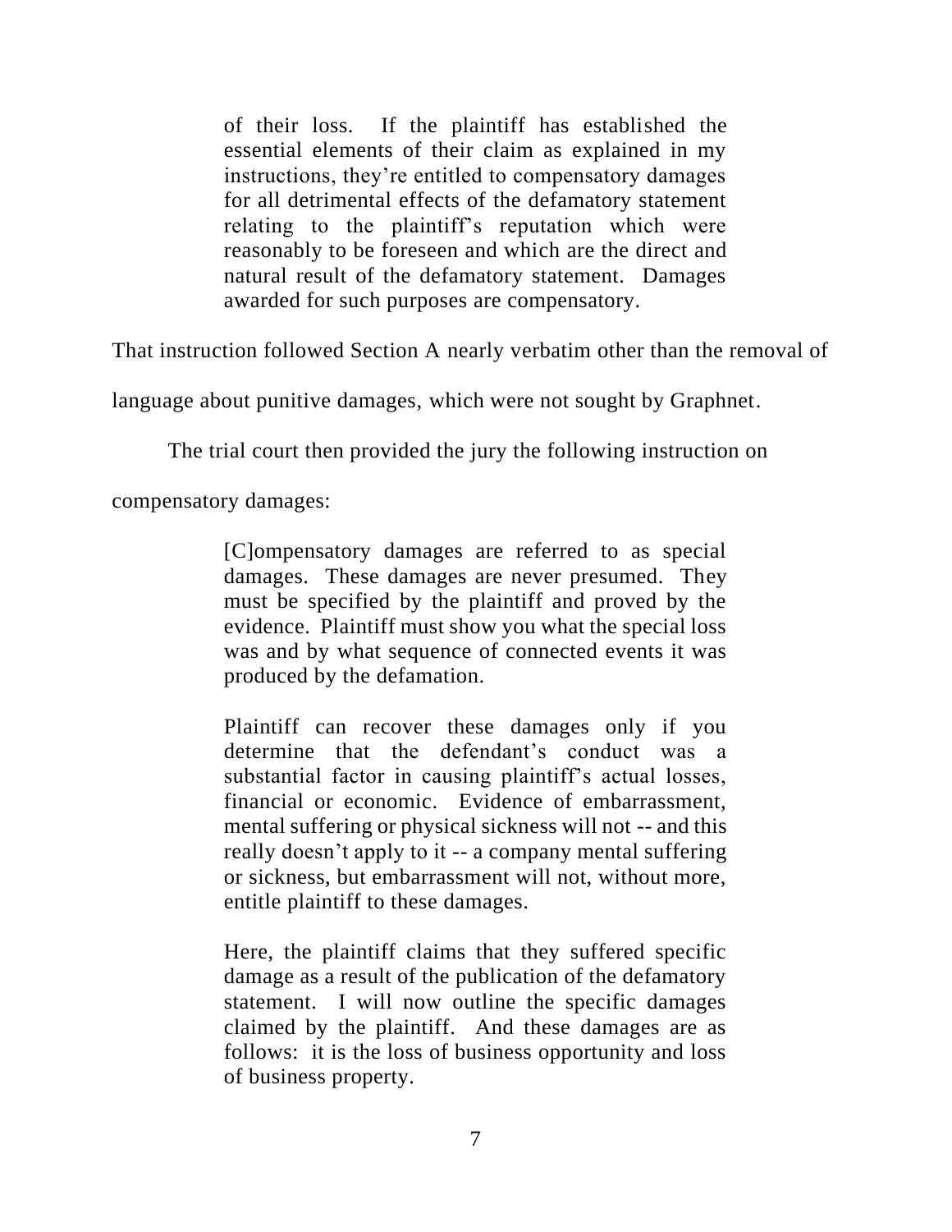> of their loss. If the plaintiff has established the essential elements of their claim as explained in my instructions, they're entitled to compensatory damages for all detrimental effects of the defamatory statement relating to the plaintiff's reputation which were reasonably to be foreseen and which are the direct and natural result of the defamatory statement. Damages awarded for such purposes are compensatory.

That instruction followed Section A nearly verbatim other than the removal of language about punitive damages, which were not sought by Graphnet.

The trial court then provided the jury the following instruction on compensatory damages:

> [C]ompensatory damages are referred to as special damages. These damages are never presumed. They must be specified by the plaintiff and proved by the evidence. Plaintiff must show you what the special loss was and by what sequence of connected events it was produced by the defamation.
>
> Plaintiff can recover these damages only if you determine that the defendant's conduct was a substantial factor in causing plaintiff's actual losses, financial or economic. Evidence of embarrassment, mental suffering or physical sickness will not -- and this really doesn't apply to it -- a company mental suffering or sickness, but embarrassment will not, without more, entitle plaintiff to these damages.
>
> Here, the plaintiff claims that they suffered specific damage as a result of the publication of the defamatory statement. I will now outline the specific damages claimed by the plaintiff. And these damages are as follows: it is the loss of business opportunity and loss of business property.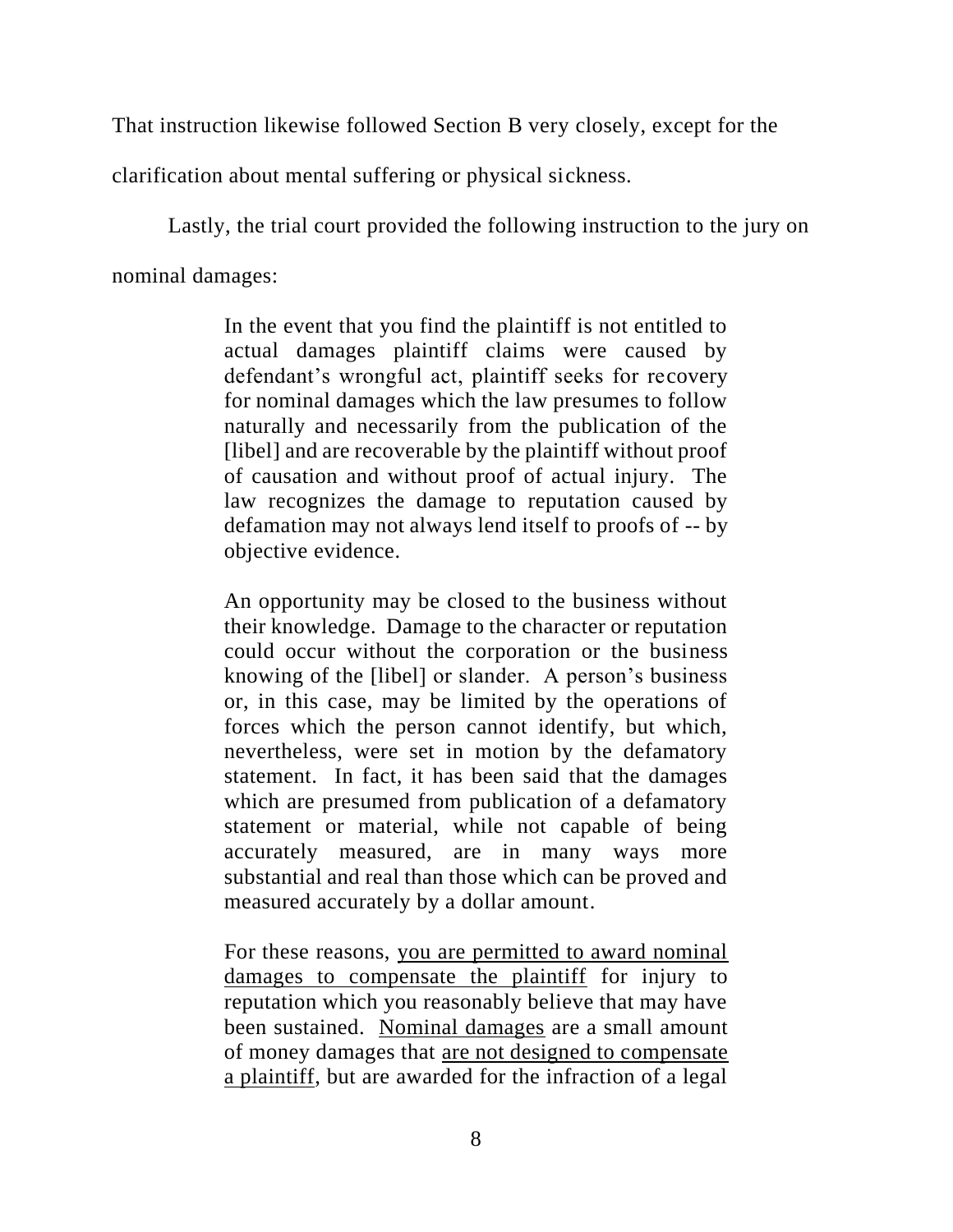That instruction likewise followed Section B very closely, except for the clarification about mental suffering or physical sickness.

Lastly, the trial court provided the following instruction to the jury on nominal damages:

> In the event that you find the plaintiff is not entitled to actual damages plaintiff claims were caused by defendant's wrongful act, plaintiff seeks for recovery for nominal damages which the law presumes to follow naturally and necessarily from the publication of the [libel] and are recoverable by the plaintiff without proof of causation and without proof of actual injury. The law recognizes the damage to reputation caused by defamation may not always lend itself to proofs of -- by objective evidence.
>
> An opportunity may be closed to the business without their knowledge. Damage to the character or reputation could occur without the corporation or the business knowing of the [libel] or slander. A person's business or, in this case, may be limited by the operations of forces which the person cannot identify, but which, nevertheless, were set in motion by the defamatory statement. In fact, it has been said that the damages which are presumed from publication of a defamatory statement or material, while not capable of being accurately measured, are in many ways more substantial and real than those which can be proved and measured accurately by a dollar amount.
>
> For these reasons, <u>you are permitted to award nominal damages to compensate the plaintiff</u> for injury to reputation which you reasonably believe that may have been sustained. <u>Nominal damages</u> are a small amount of money damages that <u>are not designed to compensate a plaintiff</u>, but are awarded for the infraction of a legal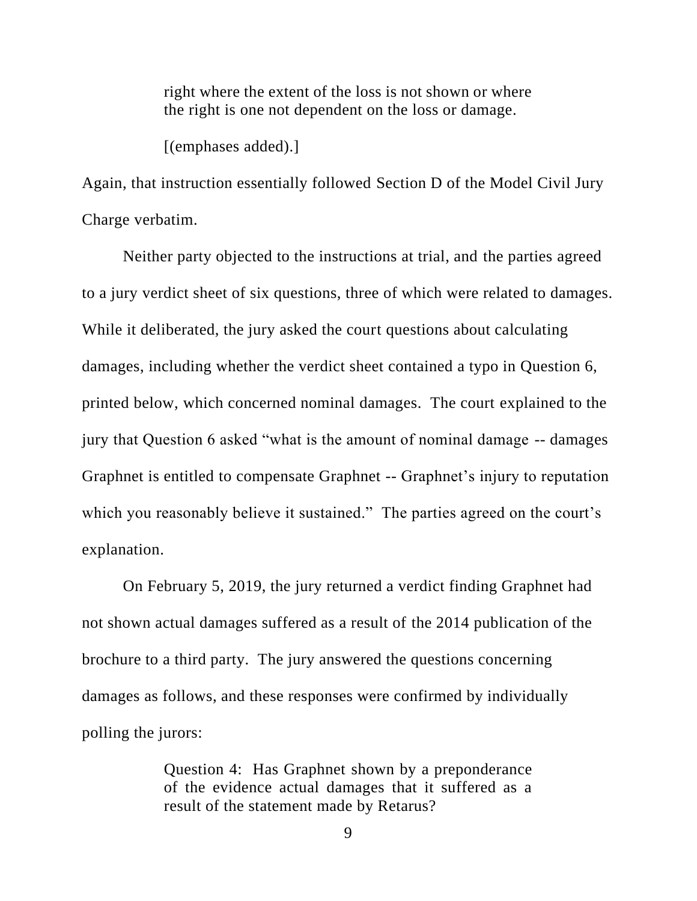> right where the extent of the loss is not shown or where the right is one not dependent on the loss or damage.
>
> [(emphases added).]

Again, that instruction essentially followed Section D of the Model Civil Jury Charge verbatim.

Neither party objected to the instructions at trial, and the parties agreed to a jury verdict sheet of six questions, three of which were related to damages. While it deliberated, the jury asked the court questions about calculating damages, including whether the verdict sheet contained a typo in Question 6, printed below, which concerned nominal damages. The court explained to the jury that Question 6 asked "what is the amount of nominal damage -- damages Graphnet is entitled to compensate Graphnet -- Graphnet's injury to reputation which you reasonably believe it sustained." The parties agreed on the court's explanation.

On February 5, 2019, the jury returned a verdict finding Graphnet had not shown actual damages suffered as a result of the 2014 publication of the brochure to a third party. The jury answered the questions concerning damages as follows, and these responses were confirmed by individually polling the jurors:

> Question 4: Has Graphnet shown by a preponderance of the evidence actual damages that it suffered as a result of the statement made by Retarus?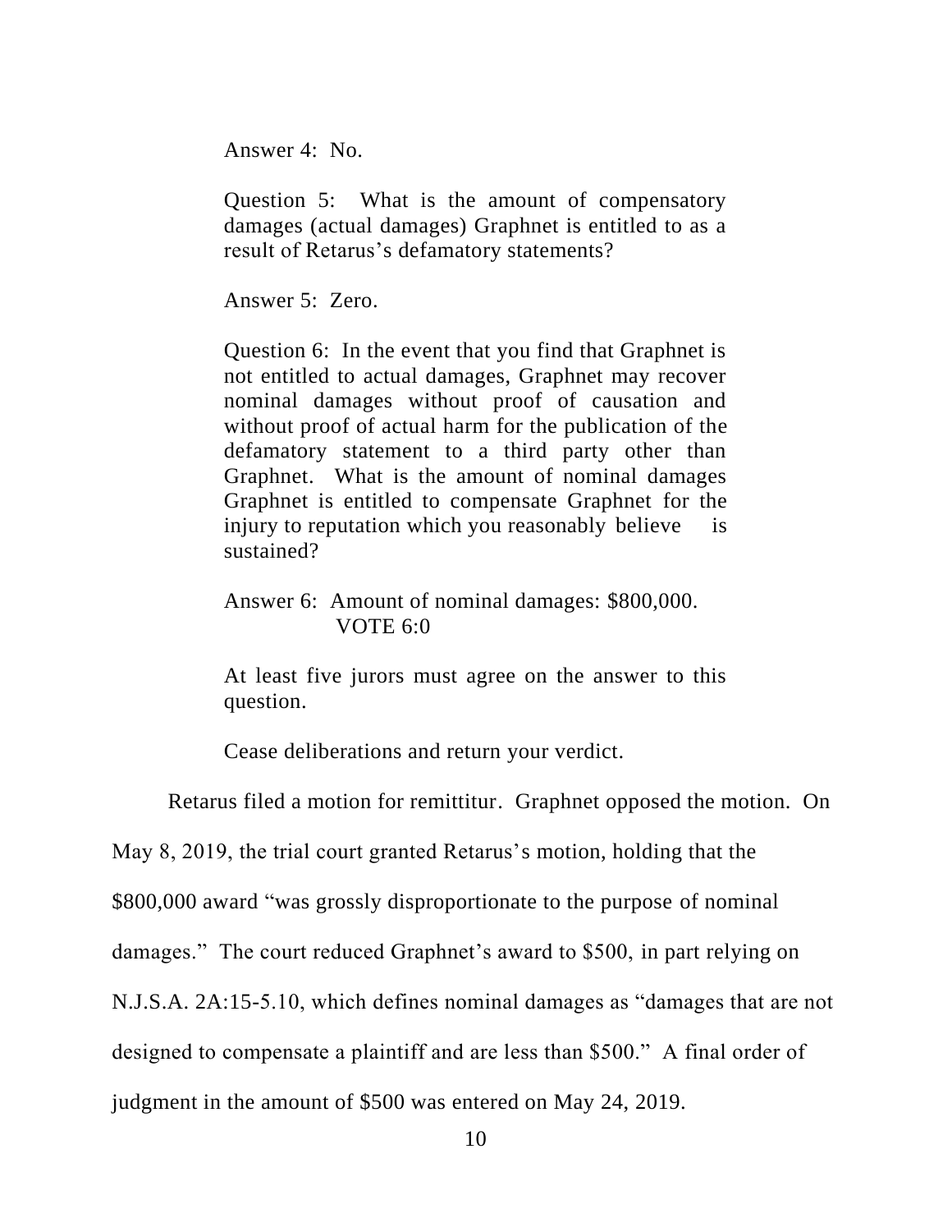> Answer 4: No.
>
> Question 5: What is the amount of compensatory damages (actual damages) Graphnet is entitled to as a result of Retarus's defamatory statements?
>
> Answer 5: Zero.
>
> Question 6: In the event that you find that Graphnet is not entitled to actual damages, Graphnet may recover nominal damages without proof of causation and without proof of actual harm for the publication of the defamatory statement to a third party other than Graphnet. What is the amount of nominal damages Graphnet is entitled to compensate Graphnet for the injury to reputation which you reasonably believe is sustained?
>
> Answer 6: Amount of nominal damages: $800,000.
> VOTE 6:0
>
> At least five jurors must agree on the answer to this question.
>
> Cease deliberations and return your verdict.

Retarus filed a motion for remittitur. Graphnet opposed the motion. On May 8, 2019, the trial court granted Retarus's motion, holding that the $800,000 award "was grossly disproportionate to the purpose of nominal damages." The court reduced Graphnet's award to $500, in part relying on N.J.S.A. 2A:15-5.10, which defines nominal damages as "damages that are not designed to compensate a plaintiff and are less than $500." A final order of judgment in the amount of $500 was entered on May 24, 2019.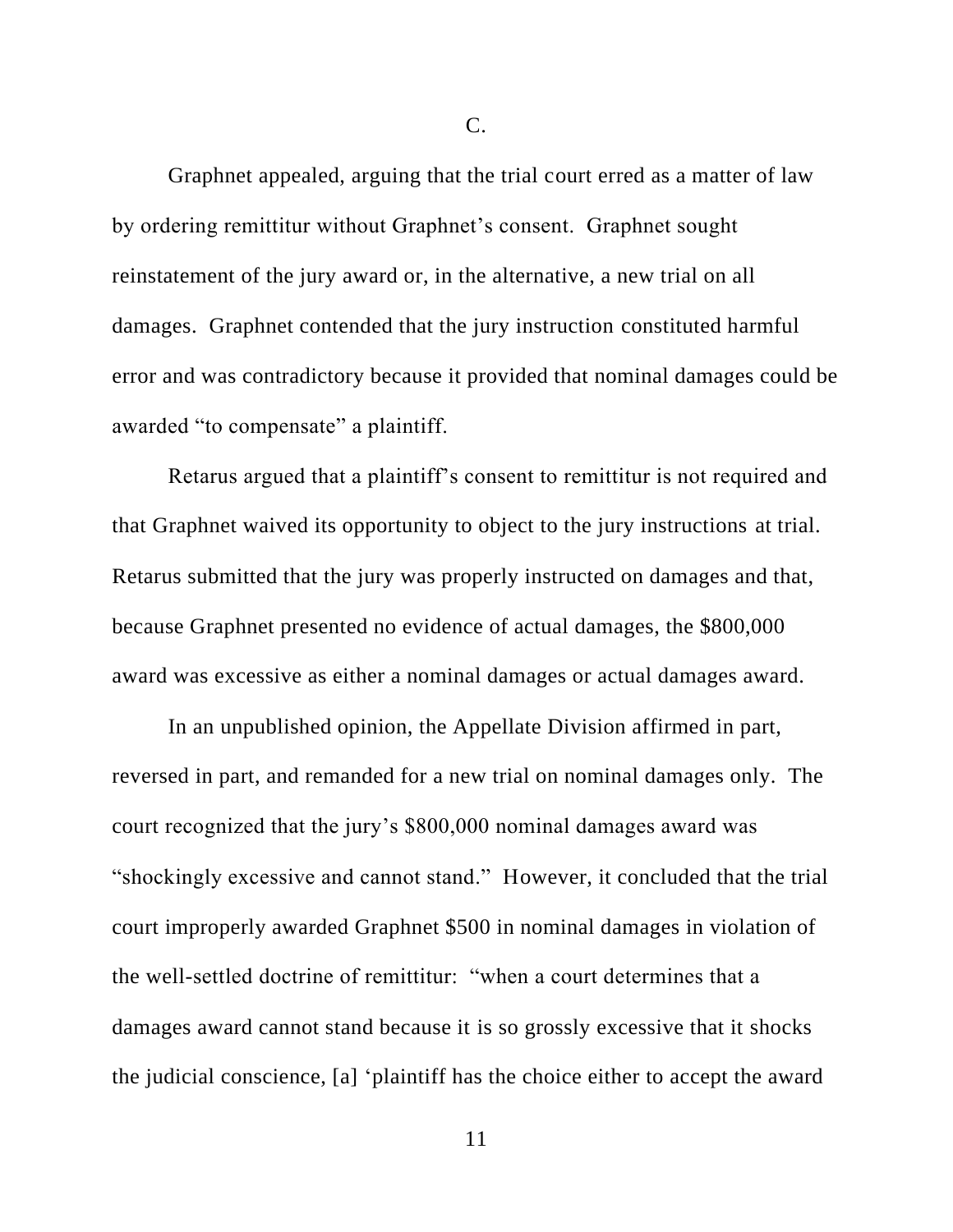C.

Graphnet appealed, arguing that the trial court erred as a matter of law by ordering remittitur without Graphnet's consent. Graphnet sought reinstatement of the jury award or, in the alternative, a new trial on all damages. Graphnet contended that the jury instruction constituted harmful error and was contradictory because it provided that nominal damages could be awarded "to compensate" a plaintiff.

Retarus argued that a plaintiff's consent to remittitur is not required and that Graphnet waived its opportunity to object to the jury instructions at trial. Retarus submitted that the jury was properly instructed on damages and that, because Graphnet presented no evidence of actual damages, the $800,000 award was excessive as either a nominal damages or actual damages award.

In an unpublished opinion, the Appellate Division affirmed in part, reversed in part, and remanded for a new trial on nominal damages only. The court recognized that the jury's $800,000 nominal damages award was "shockingly excessive and cannot stand." However, it concluded that the trial court improperly awarded Graphnet $500 in nominal damages in violation of the well-settled doctrine of remittitur: "when a court determines that a damages award cannot stand because it is so grossly excessive that it shocks the judicial conscience, [a] 'plaintiff has the choice either to accept the award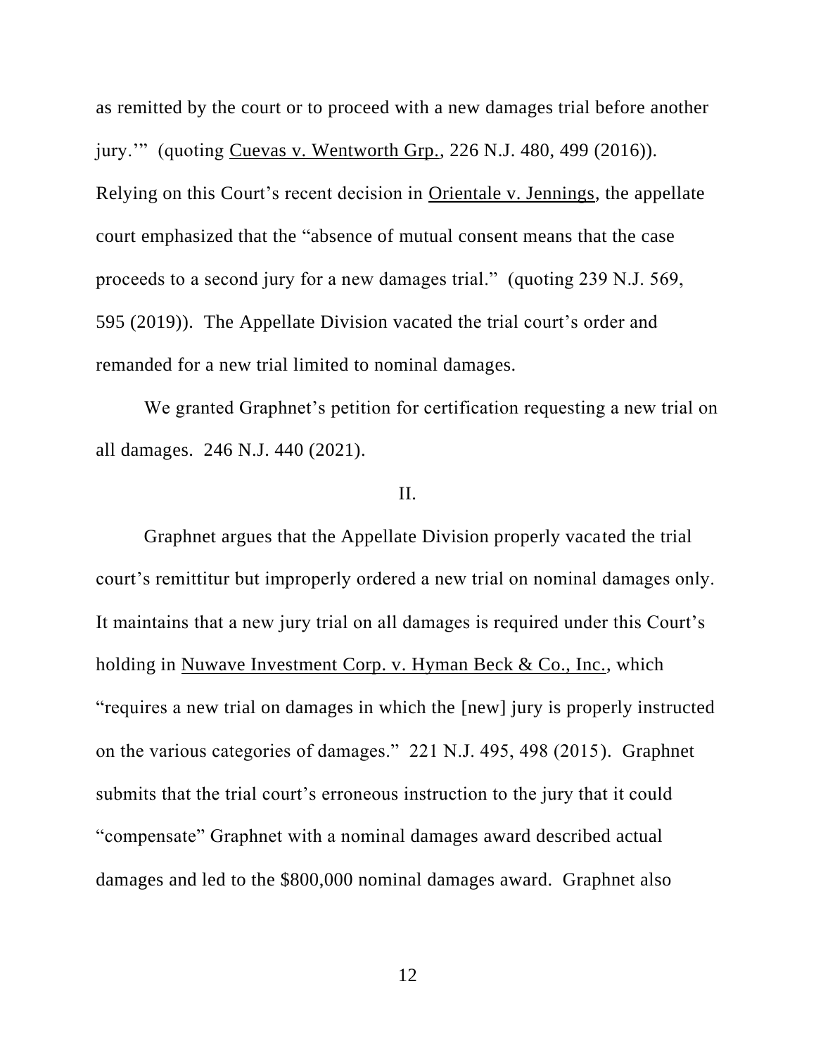as remitted by the court or to proceed with a new damages trial before another jury.'" (quoting Cuevas v. Wentworth Grp., 226 N.J. 480, 499 (2016)). Relying on this Court's recent decision in Orientale v. Jennings, the appellate court emphasized that the "absence of mutual consent means that the case proceeds to a second jury for a new damages trial." (quoting 239 N.J. 569, 595 (2019)). The Appellate Division vacated the trial court's order and remanded for a new trial limited to nominal damages.

We granted Graphnet's petition for certification requesting a new trial on all damages. 246 N.J. 440 (2021).

## II.

Graphnet argues that the Appellate Division properly vacated the trial court's remittitur but improperly ordered a new trial on nominal damages only. It maintains that a new jury trial on all damages is required under this Court's holding in Nuwave Investment Corp. v. Hyman Beck & Co., Inc., which "requires a new trial on damages in which the [new] jury is properly instructed on the various categories of damages." 221 N.J. 495, 498 (2015). Graphnet submits that the trial court's erroneous instruction to the jury that it could "compensate" Graphnet with a nominal damages award described actual damages and led to the $800,000 nominal damages award. Graphnet also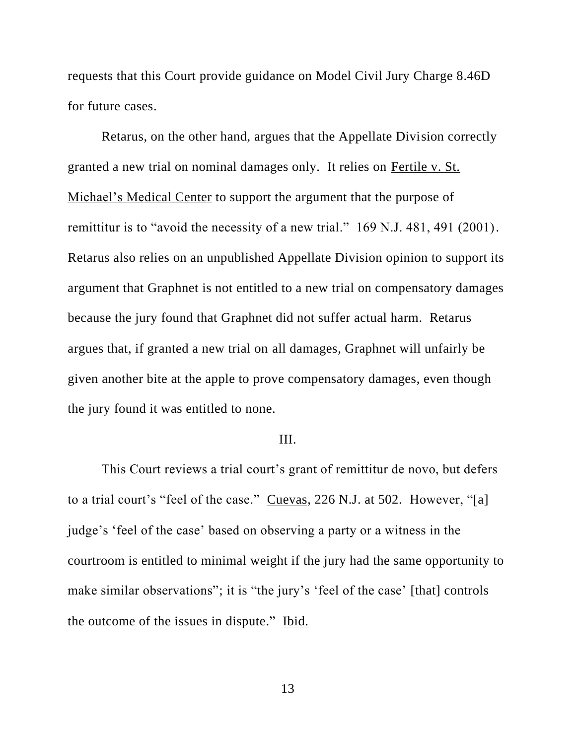requests that this Court provide guidance on Model Civil Jury Charge 8.46D for future cases.

Retarus, on the other hand, argues that the Appellate Division correctly granted a new trial on nominal damages only. It relies on Fertile v. St. Michael's Medical Center to support the argument that the purpose of remittitur is to "avoid the necessity of a new trial." 169 N.J. 481, 491 (2001). Retarus also relies on an unpublished Appellate Division opinion to support its argument that Graphnet is not entitled to a new trial on compensatory damages because the jury found that Graphnet did not suffer actual harm. Retarus argues that, if granted a new trial on all damages, Graphnet will unfairly be given another bite at the apple to prove compensatory damages, even though the jury found it was entitled to none.

## III.

This Court reviews a trial court's grant of remittitur de novo, but defers to a trial court's "feel of the case." Cuevas, 226 N.J. at 502. However, "[a] judge's 'feel of the case' based on observing a party or a witness in the courtroom is entitled to minimal weight if the jury had the same opportunity to make similar observations"; it is "the jury's 'feel of the case' [that] controls the outcome of the issues in dispute." Ibid.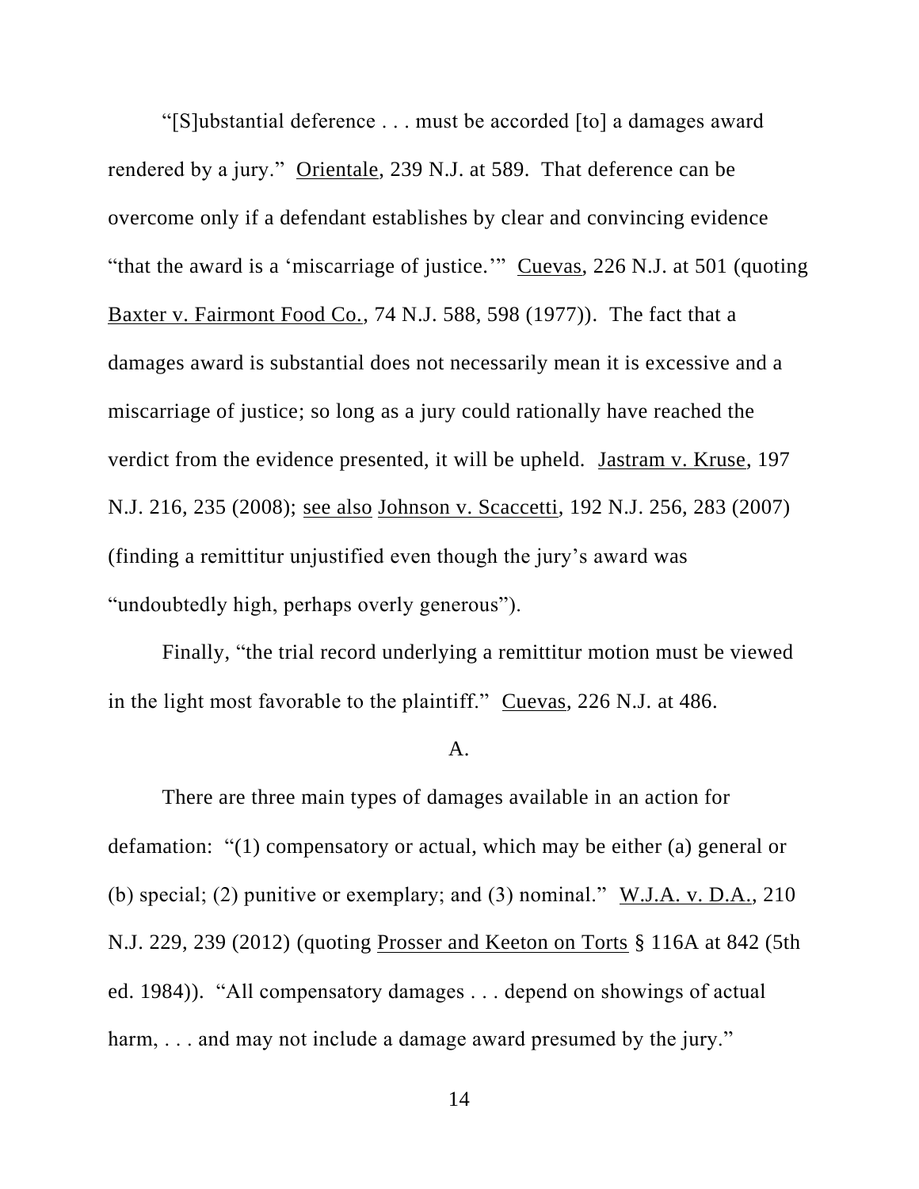"[S]ubstantial deference . . . must be accorded [to] a damages award rendered by a jury." Orientale, 239 N.J. at 589. That deference can be overcome only if a defendant establishes by clear and convincing evidence "that the award is a 'miscarriage of justice.'" Cuevas, 226 N.J. at 501 (quoting Baxter v. Fairmont Food Co., 74 N.J. 588, 598 (1977)). The fact that a damages award is substantial does not necessarily mean it is excessive and a miscarriage of justice; so long as a jury could rationally have reached the verdict from the evidence presented, it will be upheld. Jastram v. Kruse, 197 N.J. 216, 235 (2008); see also Johnson v. Scaccetti, 192 N.J. 256, 283 (2007) (finding a remittitur unjustified even though the jury's award was "undoubtedly high, perhaps overly generous").

Finally, "the trial record underlying a remittitur motion must be viewed in the light most favorable to the plaintiff." Cuevas, 226 N.J. at 486.

### A.

There are three main types of damages available in an action for defamation: "(1) compensatory or actual, which may be either (a) general or (b) special; (2) punitive or exemplary; and (3) nominal." W.J.A. v. D.A., 210 N.J. 229, 239 (2012) (quoting Prosser and Keeton on Torts § 116A at 842 (5th ed. 1984)). "All compensatory damages . . . depend on showings of actual harm, . . . and may not include a damage award presumed by the jury."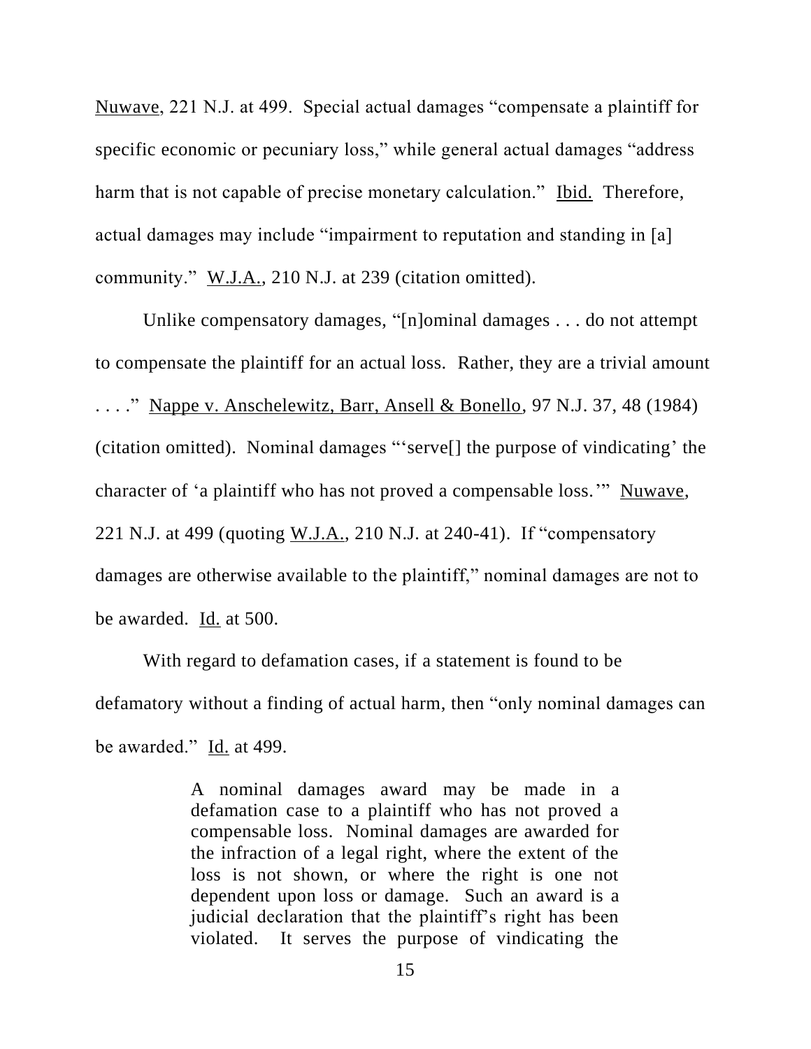Nuwave, 221 N.J. at 499. Special actual damages "compensate a plaintiff for specific economic or pecuniary loss," while general actual damages "address harm that is not capable of precise monetary calculation." Ibid. Therefore, actual damages may include "impairment to reputation and standing in [a] community." W.J.A., 210 N.J. at 239 (citation omitted).

Unlike compensatory damages, "[n]ominal damages . . . do not attempt to compensate the plaintiff for an actual loss. Rather, they are a trivial amount . . . ." Nappe v. Anschelewitz, Barr, Ansell & Bonello, 97 N.J. 37, 48 (1984) (citation omitted). Nominal damages "'serve[] the purpose of vindicating' the character of 'a plaintiff who has not proved a compensable loss.'" Nuwave, 221 N.J. at 499 (quoting W.J.A., 210 N.J. at 240-41). If "compensatory damages are otherwise available to the plaintiff," nominal damages are not to be awarded. Id. at 500.

With regard to defamation cases, if a statement is found to be defamatory without a finding of actual harm, then "only nominal damages can be awarded." Id. at 499.

> A nominal damages award may be made in a defamation case to a plaintiff who has not proved a compensable loss. Nominal damages are awarded for the infraction of a legal right, where the extent of the loss is not shown, or where the right is one not dependent upon loss or damage. Such an award is a judicial declaration that the plaintiff's right has been violated. It serves the purpose of vindicating the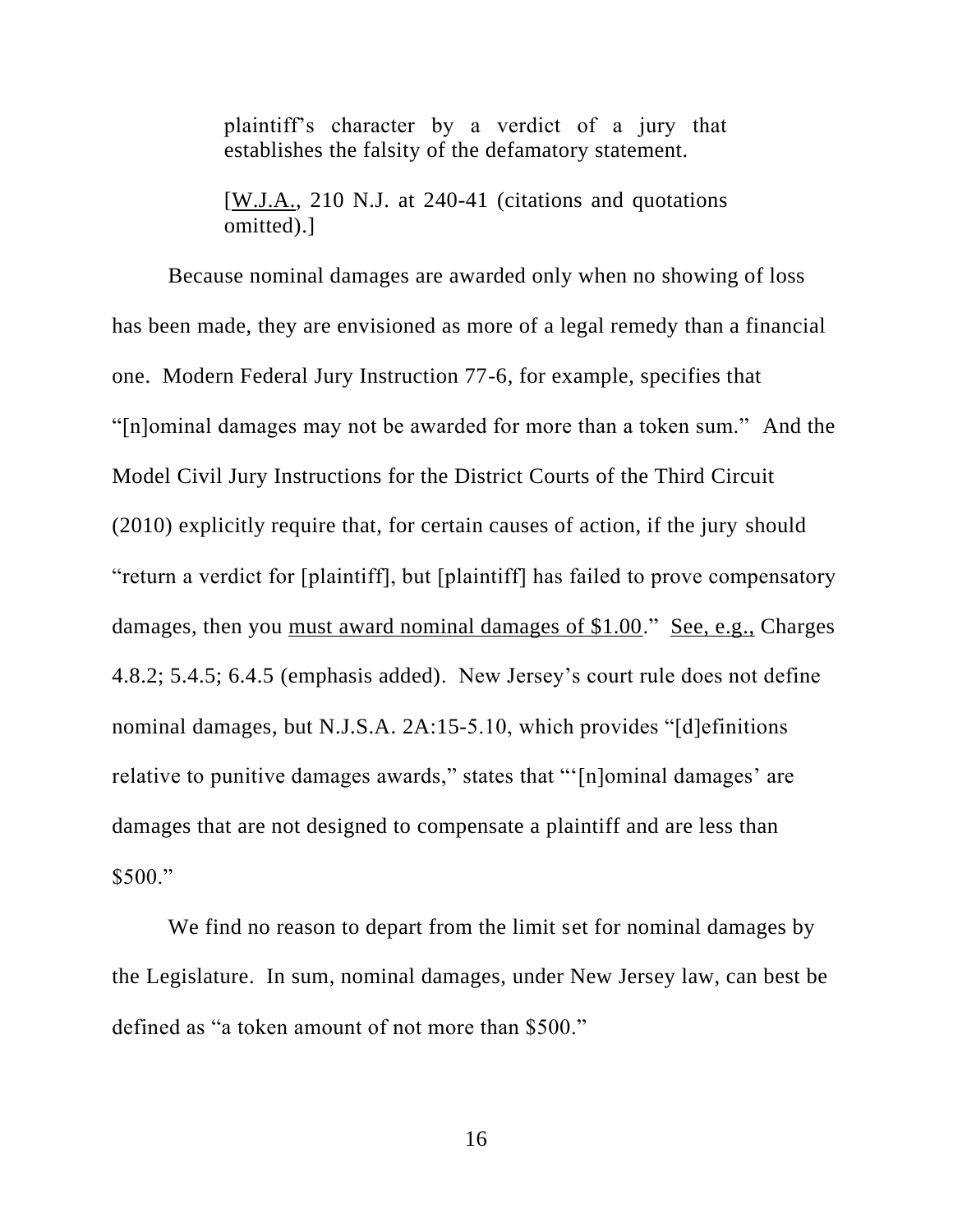> plaintiff's character by a verdict of a jury that establishes the falsity of the defamatory statement.
>
> [W.J.A., 210 N.J. at 240-41 (citations and quotations omitted).]

Because nominal damages are awarded only when no showing of loss has been made, they are envisioned as more of a legal remedy than a financial one. Modern Federal Jury Instruction 77-6, for example, specifies that "[n]ominal damages may not be awarded for more than a token sum." And the Model Civil Jury Instructions for the District Courts of the Third Circuit (2010) explicitly require that, for certain causes of action, if the jury should "return a verdict for [plaintiff], but [plaintiff] has failed to prove compensatory damages, then you must award nominal damages of $1.00." See, e.g., Charges 4.8.2; 5.4.5; 6.4.5 (emphasis added). New Jersey's court rule does not define nominal damages, but N.J.S.A. 2A:15-5.10, which provides "[d]efinitions relative to punitive damages awards," states that "'[n]ominal damages' are damages that are not designed to compensate a plaintiff and are less than $500."

We find no reason to depart from the limit set for nominal damages by the Legislature. In sum, nominal damages, under New Jersey law, can best be defined as "a token amount of not more than $500."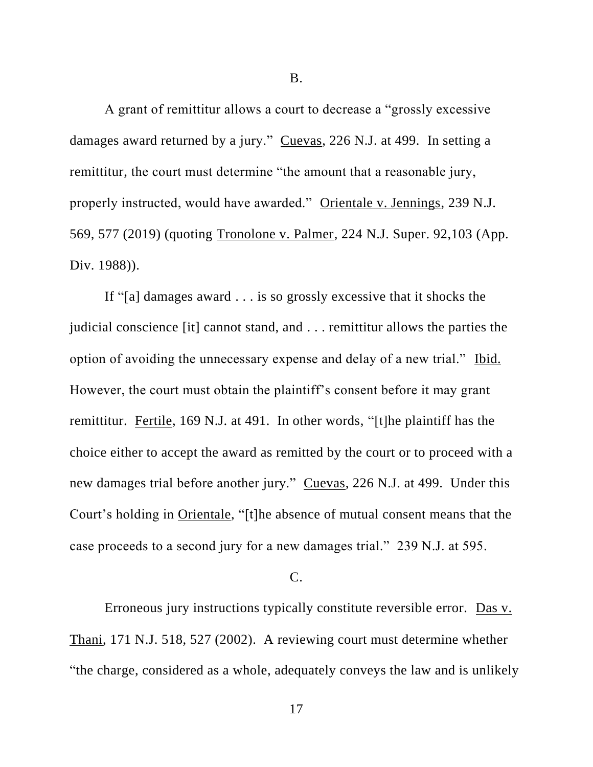B.

A grant of remittitur allows a court to decrease a "grossly excessive damages award returned by a jury." Cuevas, 226 N.J. at 499. In setting a remittitur, the court must determine "the amount that a reasonable jury, properly instructed, would have awarded." Orientale v. Jennings, 239 N.J. 569, 577 (2019) (quoting Tronolone v. Palmer, 224 N.J. Super. 92,103 (App. Div. 1988)).

If "[a] damages award . . . is so grossly excessive that it shocks the judicial conscience [it] cannot stand, and . . . remittitur allows the parties the option of avoiding the unnecessary expense and delay of a new trial." Ibid. However, the court must obtain the plaintiff's consent before it may grant remittitur. Fertile, 169 N.J. at 491. In other words, "[t]he plaintiff has the choice either to accept the award as remitted by the court or to proceed with a new damages trial before another jury." Cuevas, 226 N.J. at 499. Under this Court's holding in Orientale, "[t]he absence of mutual consent means that the case proceeds to a second jury for a new damages trial." 239 N.J. at 595.

C.

Erroneous jury instructions typically constitute reversible error. Das v. Thani, 171 N.J. 518, 527 (2002). A reviewing court must determine whether "the charge, considered as a whole, adequately conveys the law and is unlikely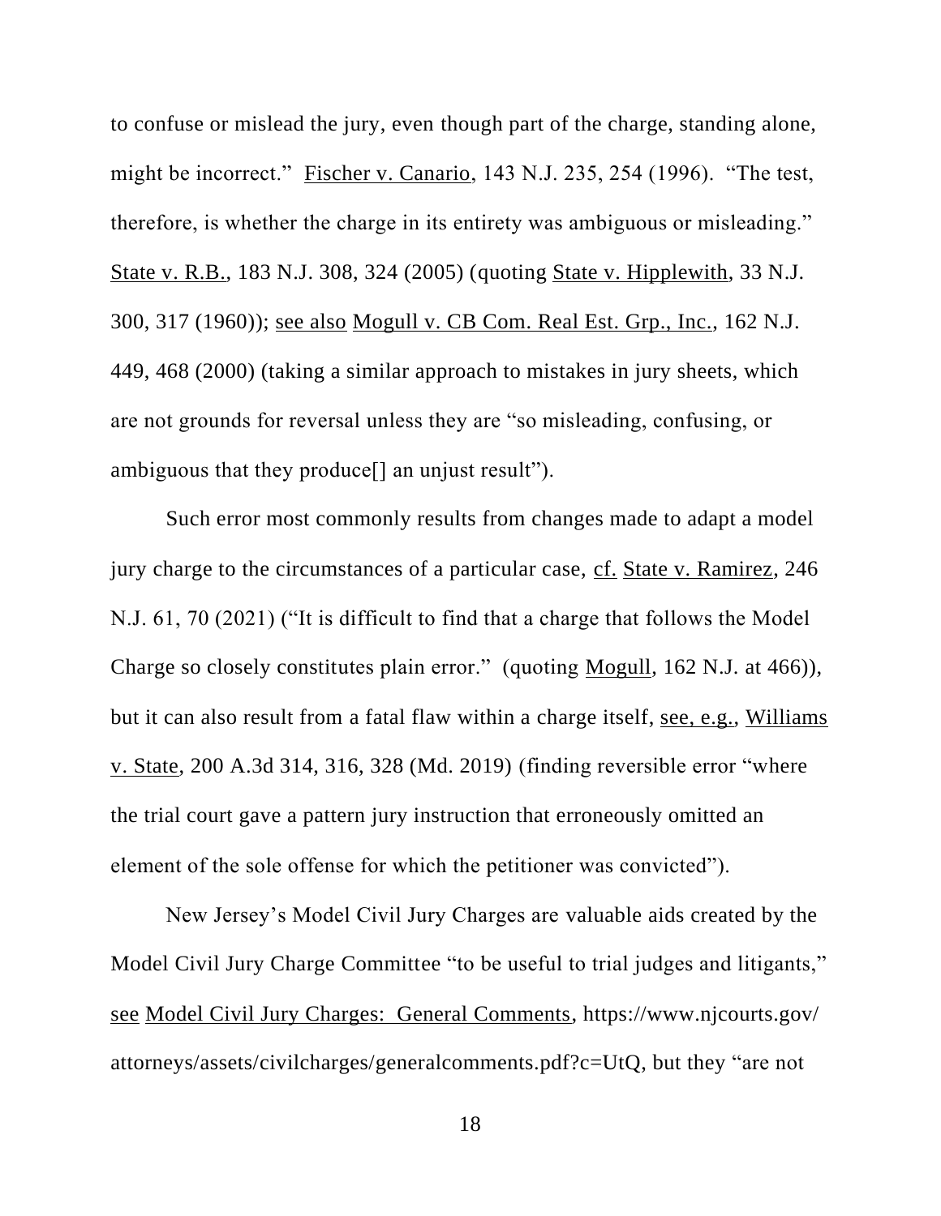to confuse or mislead the jury, even though part of the charge, standing alone, might be incorrect." Fischer v. Canario, 143 N.J. 235, 254 (1996). "The test, therefore, is whether the charge in its entirety was ambiguous or misleading." State v. R.B., 183 N.J. 308, 324 (2005) (quoting State v. Hipplewith, 33 N.J. 300, 317 (1960)); see also Mogull v. CB Com. Real Est. Grp., Inc., 162 N.J. 449, 468 (2000) (taking a similar approach to mistakes in jury sheets, which are not grounds for reversal unless they are "so misleading, confusing, or ambiguous that they produce[] an unjust result").

Such error most commonly results from changes made to adapt a model jury charge to the circumstances of a particular case, cf. State v. Ramirez, 246 N.J. 61, 70 (2021) ("It is difficult to find that a charge that follows the Model Charge so closely constitutes plain error." (quoting Mogull, 162 N.J. at 466)), but it can also result from a fatal flaw within a charge itself, see, e.g., Williams v. State, 200 A.3d 314, 316, 328 (Md. 2019) (finding reversible error "where the trial court gave a pattern jury instruction that erroneously omitted an element of the sole offense for which the petitioner was convicted").

New Jersey's Model Civil Jury Charges are valuable aids created by the Model Civil Jury Charge Committee "to be useful to trial judges and litigants," see Model Civil Jury Charges: General Comments, https://www.njcourts.gov/attorneys/assets/civilcharges/generalcomments.pdf?c=UtQ, but they "are not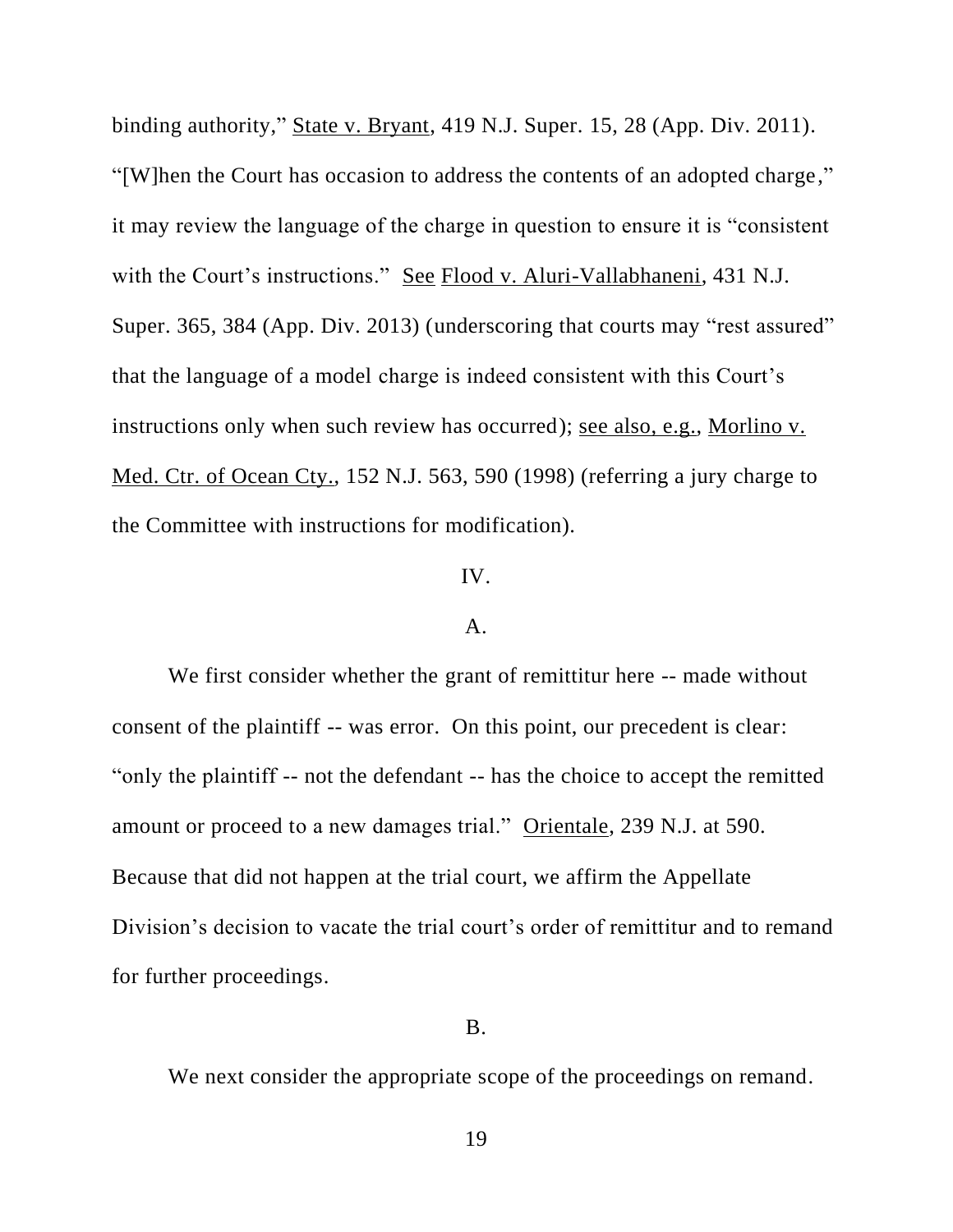binding authority," State v. Bryant, 419 N.J. Super. 15, 28 (App. Div. 2011). "[W]hen the Court has occasion to address the contents of an adopted charge," it may review the language of the charge in question to ensure it is "consistent with the Court's instructions." See Flood v. Aluri-Vallabhaneni, 431 N.J. Super. 365, 384 (App. Div. 2013) (underscoring that courts may "rest assured" that the language of a model charge is indeed consistent with this Court's instructions only when such review has occurred); see also, e.g., Morlino v. Med. Ctr. of Ocean Cty., 152 N.J. 563, 590 (1998) (referring a jury charge to the Committee with instructions for modification).

IV.

A.

We first consider whether the grant of remittitur here -- made without consent of the plaintiff -- was error. On this point, our precedent is clear: "only the plaintiff -- not the defendant -- has the choice to accept the remitted amount or proceed to a new damages trial." Orientale, 239 N.J. at 590. Because that did not happen at the trial court, we affirm the Appellate Division's decision to vacate the trial court's order of remittitur and to remand for further proceedings.

B.

We next consider the appropriate scope of the proceedings on remand.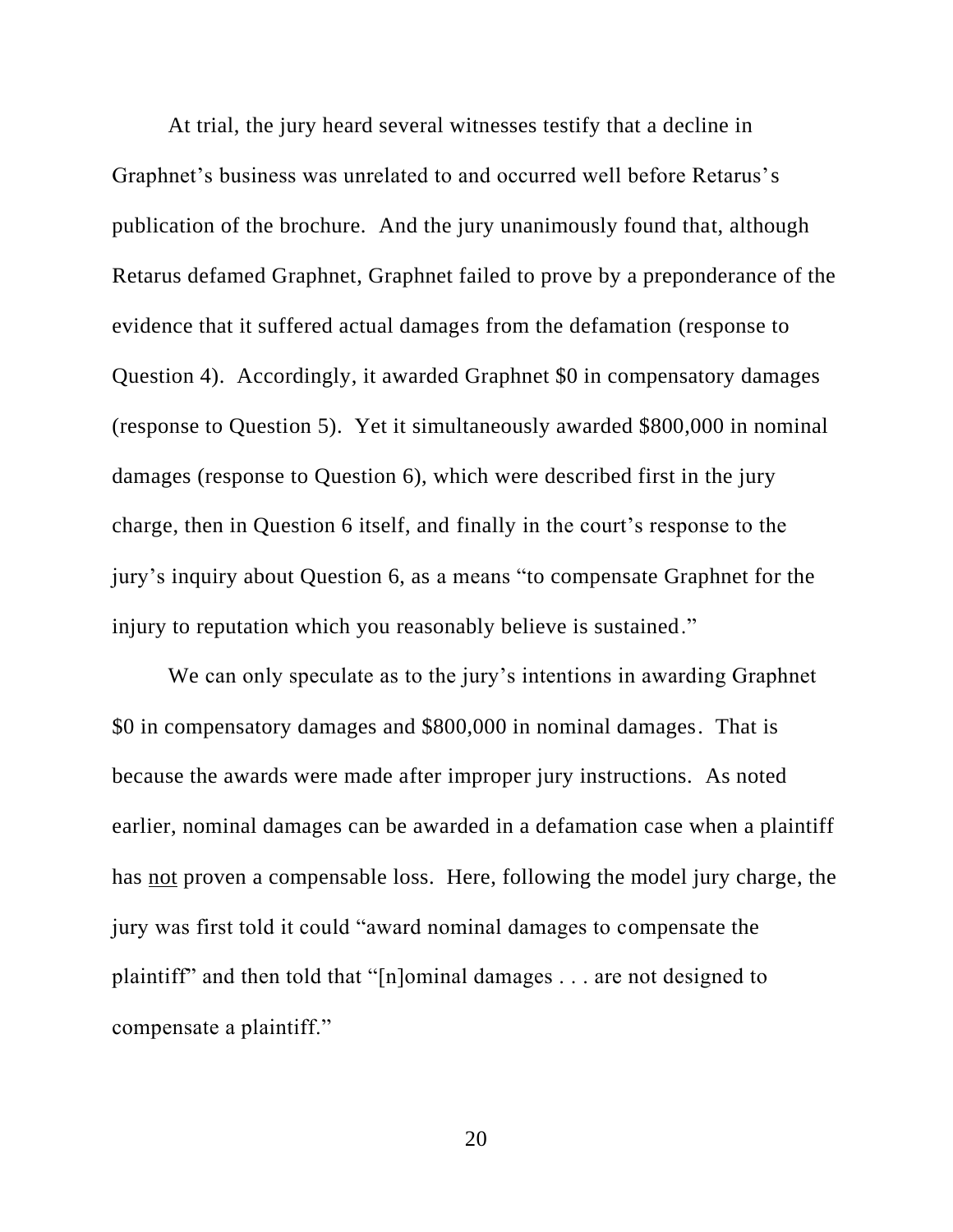At trial, the jury heard several witnesses testify that a decline in Graphnet's business was unrelated to and occurred well before Retarus's publication of the brochure. And the jury unanimously found that, although Retarus defamed Graphnet, Graphnet failed to prove by a preponderance of the evidence that it suffered actual damages from the defamation (response to Question 4). Accordingly, it awarded Graphnet $0 in compensatory damages (response to Question 5). Yet it simultaneously awarded $800,000 in nominal damages (response to Question 6), which were described first in the jury charge, then in Question 6 itself, and finally in the court's response to the jury's inquiry about Question 6, as a means "to compensate Graphnet for the injury to reputation which you reasonably believe is sustained."

We can only speculate as to the jury's intentions in awarding Graphnet $0 in compensatory damages and $800,000 in nominal damages. That is because the awards were made after improper jury instructions. As noted earlier, nominal damages can be awarded in a defamation case when a plaintiff has <u>not</u> proven a compensable loss. Here, following the model jury charge, the jury was first told it could "award nominal damages to compensate the plaintiff" and then told that "[n]ominal damages . . . are not designed to compensate a plaintiff."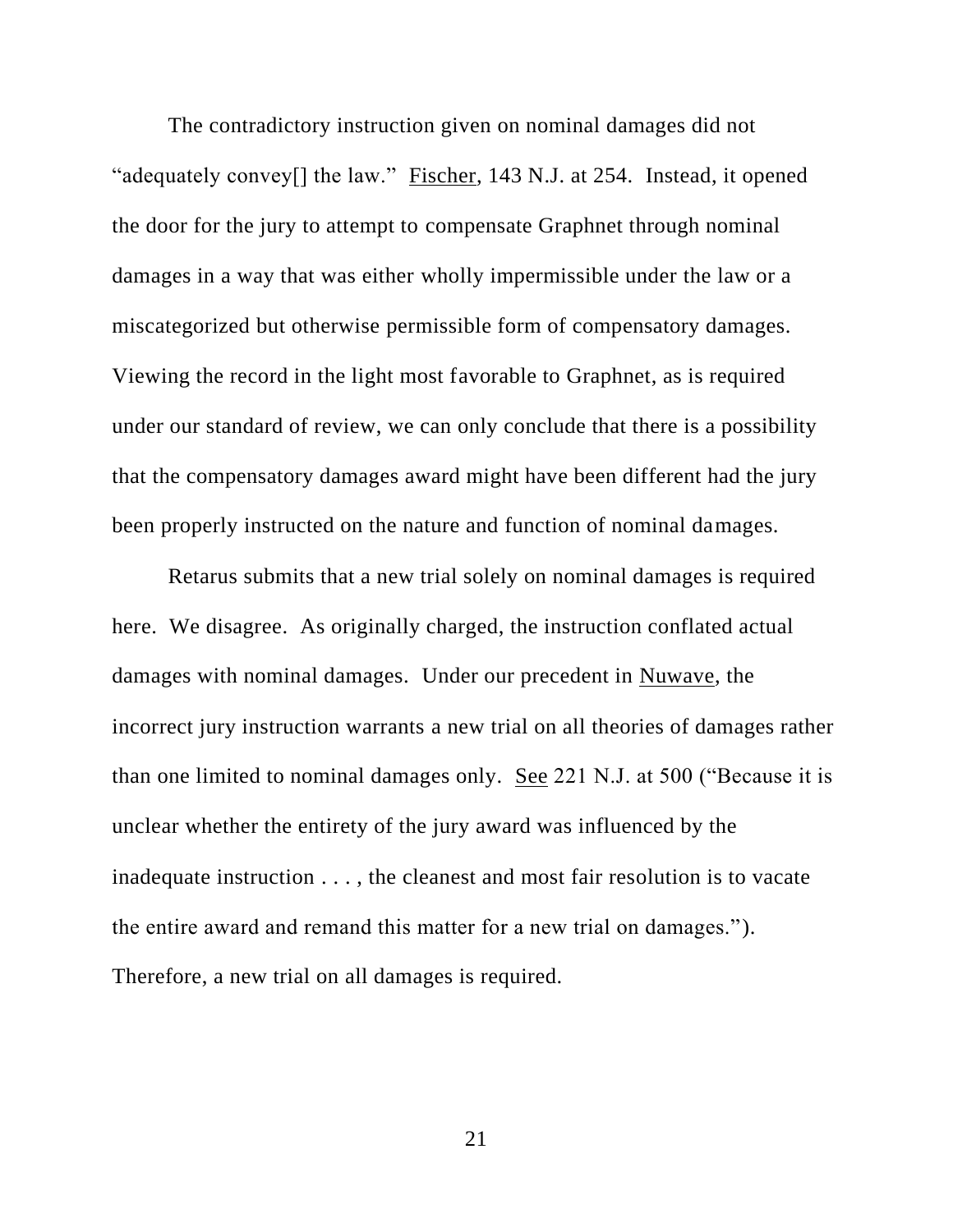The contradictory instruction given on nominal damages did not "adequately convey[] the law." Fischer, 143 N.J. at 254. Instead, it opened the door for the jury to attempt to compensate Graphnet through nominal damages in a way that was either wholly impermissible under the law or a miscategorized but otherwise permissible form of compensatory damages. Viewing the record in the light most favorable to Graphnet, as is required under our standard of review, we can only conclude that there is a possibility that the compensatory damages award might have been different had the jury been properly instructed on the nature and function of nominal damages.

Retarus submits that a new trial solely on nominal damages is required here. We disagree. As originally charged, the instruction conflated actual damages with nominal damages. Under our precedent in Nuwave, the incorrect jury instruction warrants a new trial on all theories of damages rather than one limited to nominal damages only. See 221 N.J. at 500 ("Because it is unclear whether the entirety of the jury award was influenced by the inadequate instruction . . . , the cleanest and most fair resolution is to vacate the entire award and remand this matter for a new trial on damages."). Therefore, a new trial on all damages is required.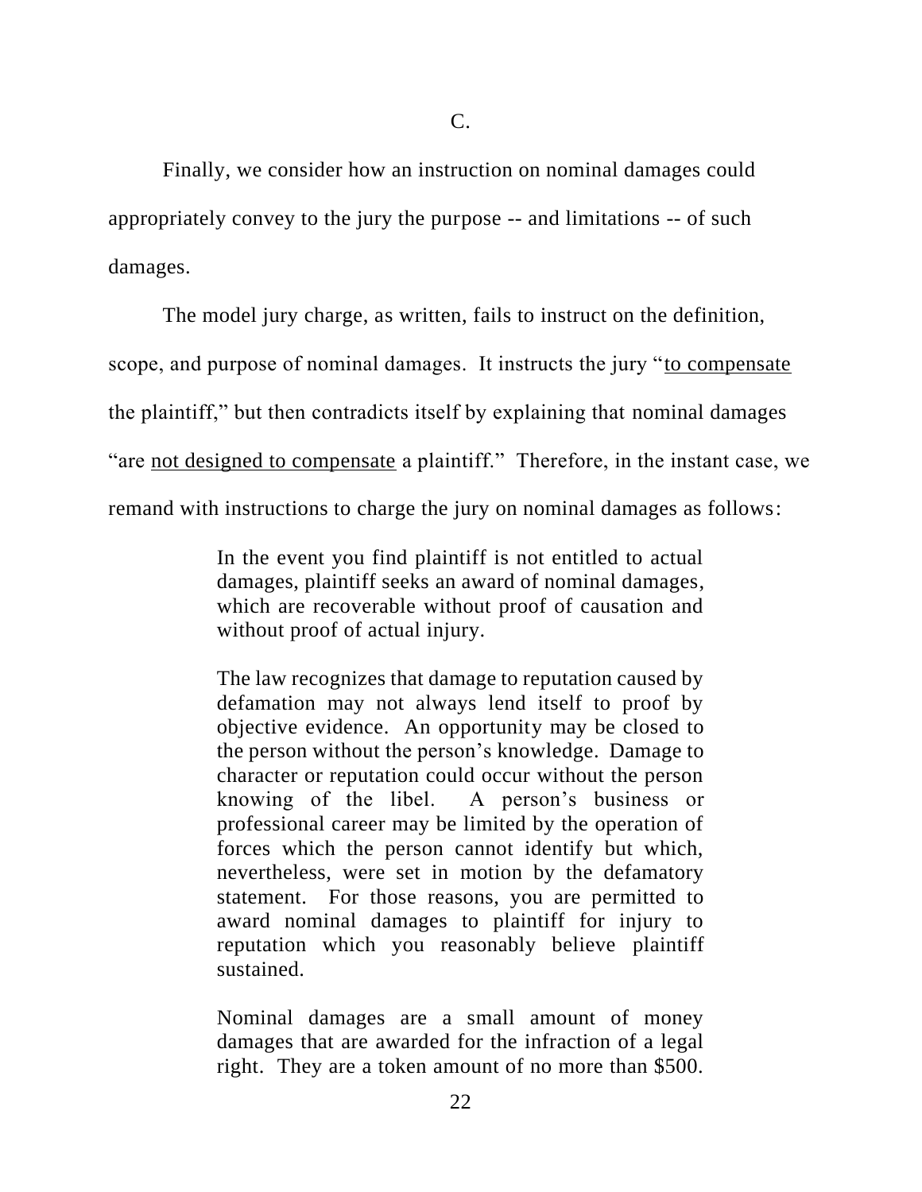C.

Finally, we consider how an instruction on nominal damages could appropriately convey to the jury the purpose -- and limitations -- of such damages.

The model jury charge, as written, fails to instruct on the definition, scope, and purpose of nominal damages. It instructs the jury "<u>to compensate</u> the plaintiff," but then contradicts itself by explaining that nominal damages "are <u>not designed to compensate</u> a plaintiff." Therefore, in the instant case, we remand with instructions to charge the jury on nominal damages as follows:

> In the event you find plaintiff is not entitled to actual damages, plaintiff seeks an award of nominal damages, which are recoverable without proof of causation and without proof of actual injury.
>
> The law recognizes that damage to reputation caused by defamation may not always lend itself to proof by objective evidence. An opportunity may be closed to the person without the person's knowledge. Damage to character or reputation could occur without the person knowing of the libel. A person's business or professional career may be limited by the operation of forces which the person cannot identify but which, nevertheless, were set in motion by the defamatory statement. For those reasons, you are permitted to award nominal damages to plaintiff for injury to reputation which you reasonably believe plaintiff sustained.
>
> Nominal damages are a small amount of money damages that are awarded for the infraction of a legal right. They are a token amount of no more than $500.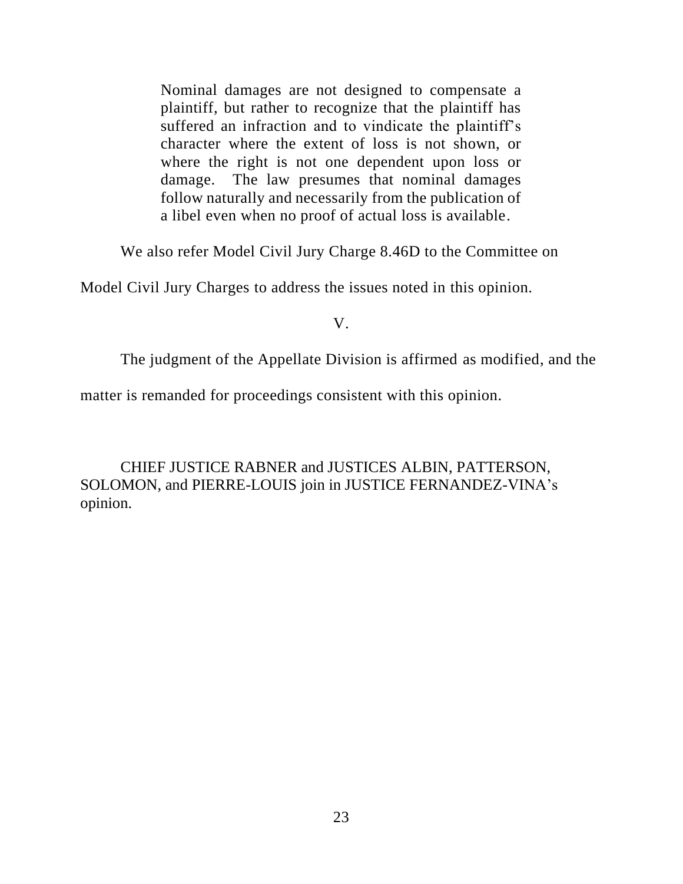> Nominal damages are not designed to compensate a plaintiff, but rather to recognize that the plaintiff has suffered an infraction and to vindicate the plaintiff's character where the extent of loss is not shown, or where the right is not one dependent upon loss or damage. The law presumes that nominal damages follow naturally and necessarily from the publication of a libel even when no proof of actual loss is available.

We also refer Model Civil Jury Charge 8.46D to the Committee on Model Civil Jury Charges to address the issues noted in this opinion.

## V.

The judgment of the Appellate Division is affirmed as modified, and the matter is remanded for proceedings consistent with this opinion.

CHIEF JUSTICE RABNER and JUSTICES ALBIN, PATTERSON, SOLOMON, and PIERRE-LOUIS join in JUSTICE FERNANDEZ-VINA's opinion.